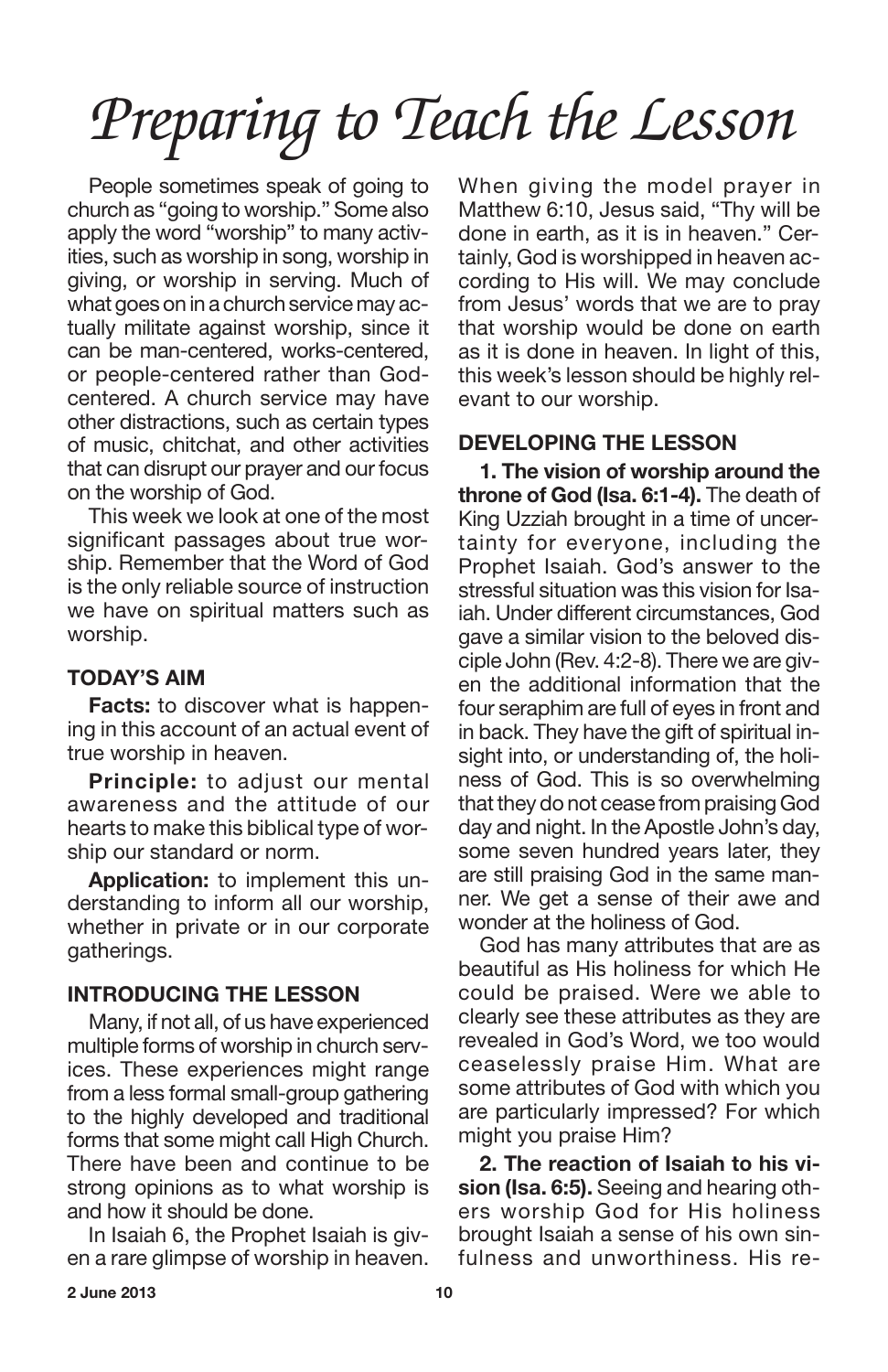# Preparing to Teach the Lesson

People sometimes speak of going to church as "going to worship." Some also apply the word "worship" to many activities, such as worship in song, worship in giving, or worship in serving. Much of what goes on in a church service may actually militate against worship, since it can be man-centered, works-centered, or people-centered rather than God-centered. A church service may have other distractions, such as certain types of music, chitchat, and other activities that can disrupt our prayer and our focus on the worship of God.

This week we look at one of the most significant passages about true worship. Remember that the Word of God is the only reliable source of instruction we have on spiritual matters such as worship.

## TODAY'S AIM

**Facts:** to discover what is happening in this account of an actual event of true worship in heaven.

**Principle:** to adjust our mental awareness and the attitude of our hearts to make this biblical type of worship our standard or norm.

**Application:** to implement this understanding to inform all our worship, whether in private or in our corporate gatherings.

## INTRODUCING THE LESSON

Many, if not all, of us have experienced multiple forms of worship in church services. These experiences might range from a less formal small-group gathering to the highly developed and traditional forms that some might call High Church. There have been and continue to be strong opinions as to what worship is and how it should be done.

In Isaiah 6, the Prophet Isaiah is given a rare glimpse of worship in heaven. When giving the model prayer in Matthew 6:10, Jesus said, "Thy will be done in earth, as it is in heaven." Certainly, God is worshipped in heaven according to His will. We may conclude from Jesus' words that we are to pray that worship would be done on earth as it is done in heaven. In light of this, this week's lesson should be highly relevant to our worship.

## DEVELOPING THE LESSON

**1. The vision of worship around the throne of God (Isa. 6:1-4).** The death of King Uzziah brought in a time of uncertainty for everyone, including the Prophet Isaiah. God's answer to the stressful situation was this vision for Isaiah. Under different circumstances, God gave a similar vision to the beloved disciple John (Rev. 4:2-8). There we are given the additional information that the four seraphim are full of eyes in front and in back. They have the gift of spiritual insight into, or understanding of, the holiness of God. This is so overwhelming that they do not cease from praising God day and night. In the Apostle John's day, some seven hundred years later, they are still praising God in the same manner. We get a sense of their awe and wonder at the holiness of God.

God has many attributes that are as beautiful as His holiness for which He could be praised. Were we able to clearly see these attributes as they are revealed in God's Word, we too would ceaselessly praise Him. What are some attributes of God with which you are particularly impressed? For which might you praise Him?

**2. The reaction of Isaiah to his vision (Isa. 6:5).** Seeing and hearing others worship God for His holiness brought Isaiah a sense of his own sinfulness and unworthiness. His re-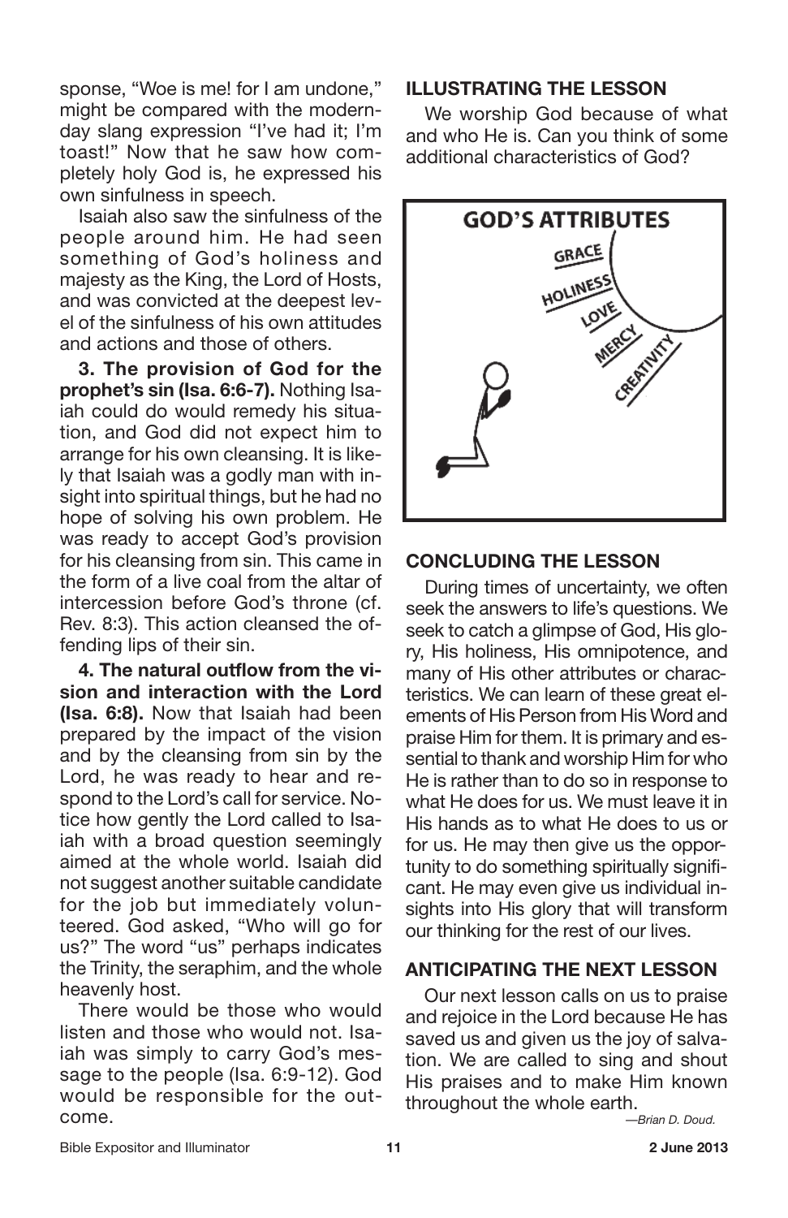sponse, "Woe is me! for I am undone," might be compared with the modern-day slang expression "I've had it; I'm toast!" Now that he saw how completely holy God is, he expressed his own sinfulness in speech.

Isaiah also saw the sinfulness of the people around him. He had seen something of God's holiness and majesty as the King, the Lord of Hosts, and was convicted at the deepest level of the sinfulness of his own attitudes and actions and those of others.

**3. The provision of God for the prophet's sin (Isa. 6:6-7).** Nothing Isaiah could do would remedy his situation, and God did not expect him to arrange for his own cleansing. It is likely that Isaiah was a godly man with insight into spiritual things, but he had no hope of solving his own problem. He was ready to accept God's provision for his cleansing from sin. This came in the form of a live coal from the altar of intercession before God's throne (cf. Rev. 8:3). This action cleansed the offending lips of their sin.

**4. The natural outflow from the vision and interaction with the Lord (Isa. 6:8).** Now that Isaiah had been prepared by the impact of the vision and by the cleansing from sin by the Lord, he was ready to hear and respond to the Lord's call for service. Notice how gently the Lord called to Isaiah with a broad question seemingly aimed at the whole world. Isaiah did not suggest another suitable candidate for the job but immediately volunteered. God asked, "Who will go for us?" The word "us" perhaps indicates the Trinity, the seraphim, and the whole heavenly host.

There would be those who would listen and those who would not. Isaiah was simply to carry God's message to the people (Isa. 6:9-12). God would be responsible for the outcome.

## ILLUSTRATING THE LESSON

We worship God because of what and who He is. Can you think of some additional characteristics of God?

GOD'S ATTRIBUTES

GRACE

HOLINESS

LOVE

MERCY

CREATIVITY

## CONCLUDING THE LESSON

During times of uncertainty, we often seek the answers to life's questions. We seek to catch a glimpse of God, His glory, His holiness, His omnipotence, and many of His other attributes or characteristics. We can learn of these great elements of His Person from His Word and praise Him for them. It is primary and essential to thank and worship Him for who He is rather than to do so in response to what He does for us. We must leave it in His hands as to what He does to us or for us. He may then give us the opportunity to do something spiritually significant. He may even give us individual insights into His glory that will transform our thinking for the rest of our lives.

## ANTICIPATING THE NEXT LESSON

Our next lesson calls on us to praise and rejoice in the Lord because He has saved us and given us the joy of salvation. We are called to sing and shout His praises and to make Him known throughout the whole earth.

*—Brian D. Doud.*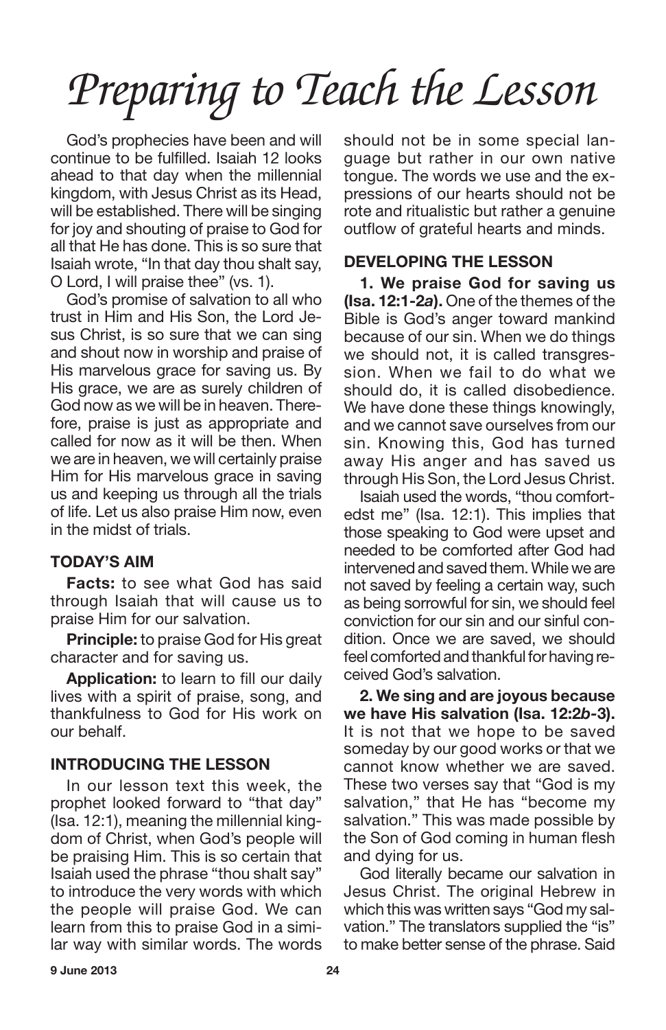// Preparing to Teach the Lesson

God's prophecies have been and will continue to be fulfilled. Isaiah 12 looks ahead to that day when the millennial kingdom, with Jesus Christ as its Head, will be established. There will be singing for joy and shouting of praise to God for all that He has done. This is so sure that Isaiah wrote, "In that day thou shalt say, O Lord, I will praise thee" (vs. 1).

God's promise of salvation to all who trust in Him and His Son, the Lord Jesus Christ, is so sure that we can sing and shout now in worship and praise of His marvelous grace for saving us. By His grace, we are as surely children of God now as we will be in heaven. Therefore, praise is just as appropriate and called for now as it will be then. When we are in heaven, we will certainly praise Him for His marvelous grace in saving us and keeping us through all the trials of life. Let us also praise Him now, even in the midst of trials.

## TODAY'S AIM

**Facts:** to see what God has said through Isaiah that will cause us to praise Him for our salvation.

**Principle:** to praise God for His great character and for saving us.

**Application:** to learn to fill our daily lives with a spirit of praise, song, and thankfulness to God for His work on our behalf.

## INTRODUCING THE LESSON

In our lesson text this week, the prophet looked forward to "that day" (Isa. 12:1), meaning the millennial kingdom of Christ, when God's people will be praising Him. This is so certain that Isaiah used the phrase "thou shalt say" to introduce the very words with which the people will praise God. We can learn from this to praise God in a similar way with similar words. The words should not be in some special language but rather in our own native tongue. The words we use and the expressions of our hearts should not be rote and ritualistic but rather a genuine outflow of grateful hearts and minds.

## DEVELOPING THE LESSON

**1. We praise God for saving us (Isa. 12:1-2*a*).** One of the themes of the Bible is God's anger toward mankind because of our sin. When we do things we should not, it is called transgression. When we fail to do what we should do, it is called disobedience. We have done these things knowingly, and we cannot save ourselves from our sin. Knowing this, God has turned away His anger and has saved us through His Son, the Lord Jesus Christ.

Isaiah used the words, "thou comfortedst me" (Isa. 12:1). This implies that those speaking to God were upset and needed to be comforted after God had intervened and saved them. While we are not saved by feeling a certain way, such as being sorrowful for sin, we should feel conviction for our sin and our sinful condition. Once we are saved, we should feel comforted and thankful for having received God's salvation.

**2. We sing and are joyous because we have His salvation (Isa. 12:2*b*-3).** It is not that we hope to be saved someday by our good works or that we cannot know whether we are saved. These two verses say that "God is my salvation," that He has "become my salvation." This was made possible by the Son of God coming in human flesh and dying for us.

God literally became our salvation in Jesus Christ. The original Hebrew in which this was written says "God my salvation." The translators supplied the "is" to make better sense of the phrase. Said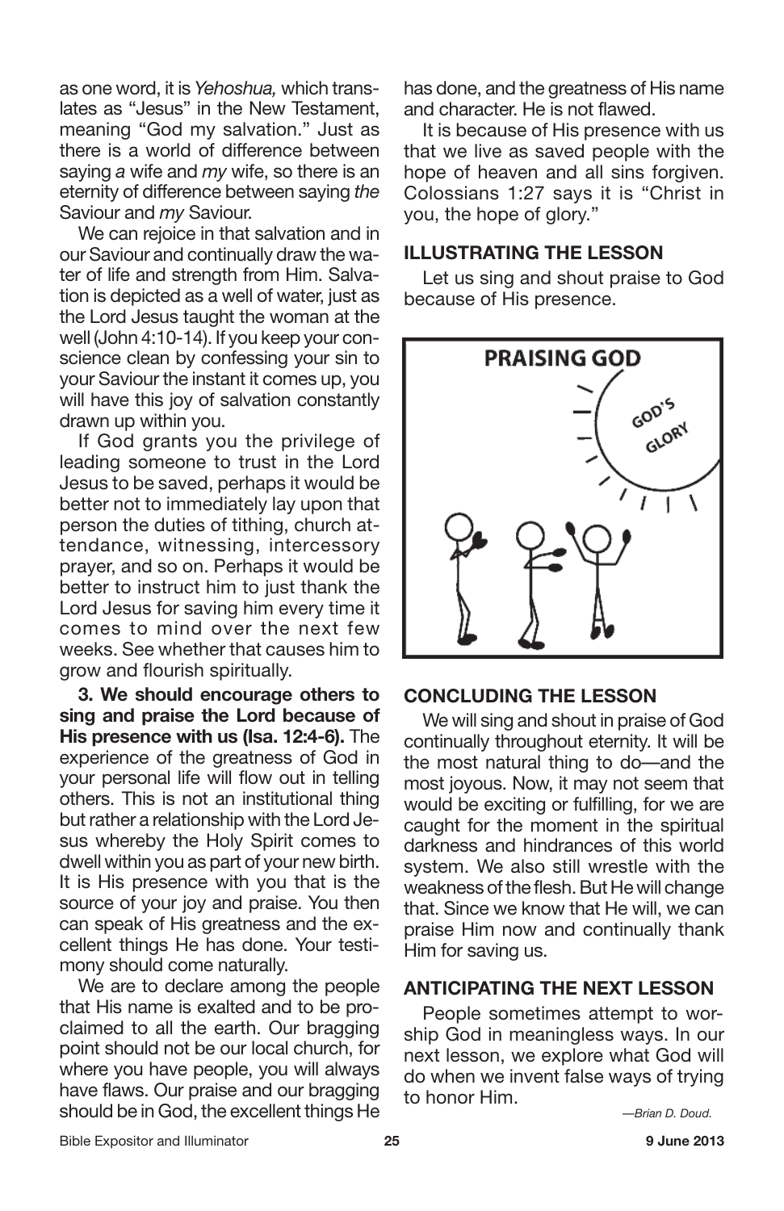as one word, it is *Yehoshua,* which translates as "Jesus" in the New Testament, meaning "God my salvation." Just as there is a world of difference between saying *a* wife and *my* wife, so there is an eternity of difference between saying *the* Saviour and *my* Saviour.

We can rejoice in that salvation and in our Saviour and continually draw the water of life and strength from Him. Salvation is depicted as a well of water, just as the Lord Jesus taught the woman at the well (John 4:10-14). If you keep your conscience clean by confessing your sin to your Saviour the instant it comes up, you will have this joy of salvation constantly drawn up within you.

If God grants you the privilege of leading someone to trust in the Lord Jesus to be saved, perhaps it would be better not to immediately lay upon that person the duties of tithing, church attendance, witnessing, intercessory prayer, and so on. Perhaps it would be better to instruct him to just thank the Lord Jesus for saving him every time it comes to mind over the next few weeks. See whether that causes him to grow and flourish spiritually.

**3. We should encourage others to sing and praise the Lord because of His presence with us (Isa. 12:4-6).** The experience of the greatness of God in your personal life will flow out in telling others. This is not an institutional thing but rather a relationship with the Lord Jesus whereby the Holy Spirit comes to dwell within you as part of your new birth. It is His presence with you that is the source of your joy and praise. You then can speak of His greatness and the excellent things He has done. Your testimony should come naturally.

We are to declare among the people that His name is exalted and to be proclaimed to all the earth. Our bragging point should not be our local church, for where you have people, you will always have flaws. Our praise and our bragging should be in God, the excellent things He has done, and the greatness of His name and character. He is not flawed.

It is because of His presence with us that we live as saved people with the hope of heaven and all sins forgiven. Colossians 1:27 says it is "Christ in you, the hope of glory."

## ILLUSTRATING THE LESSON

Let us sing and shout praise to God because of His presence.

PRAISING GOD

GOD'S GLORY

## CONCLUDING THE LESSON

We will sing and shout in praise of God continually throughout eternity. It will be the most natural thing to do—and the most joyous. Now, it may not seem that would be exciting or fulfilling, for we are caught for the moment in the spiritual darkness and hindrances of this world system. We also still wrestle with the weakness of the flesh. But He will change that. Since we know that He will, we can praise Him now and continually thank Him for saving us.

## ANTICIPATING THE NEXT LESSON

People sometimes attempt to worship God in meaningless ways. In our next lesson, we explore what God will do when we invent false ways of trying to honor Him.

*—Brian D. Doud.*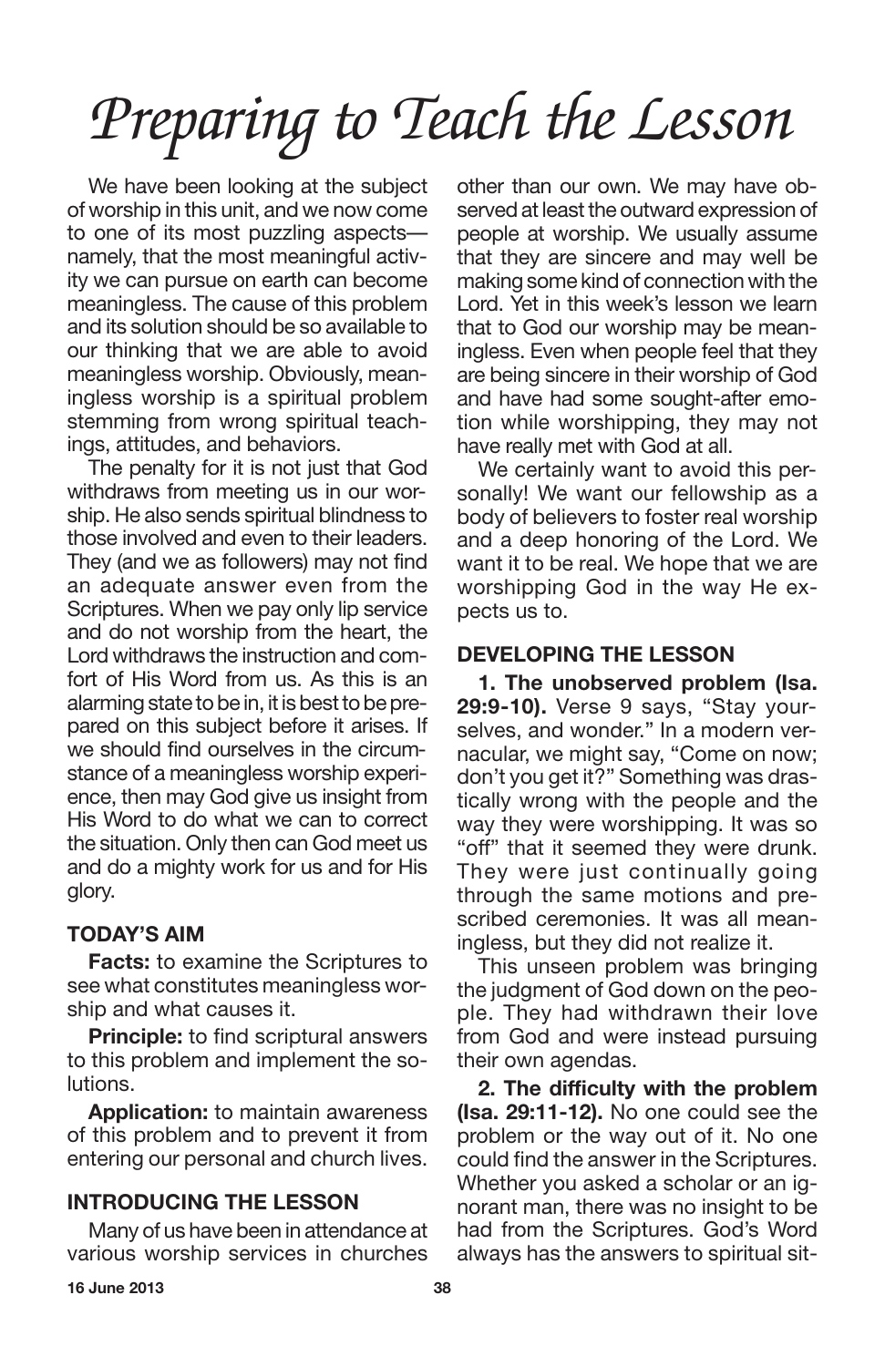# *Preparing to Teach the Lesson*

We have been looking at the subject of worship in this unit, and we now come to one of its most puzzling aspects—namely, that the most meaningful activity we can pursue on earth can become meaningless. The cause of this problem and its solution should be so available to our thinking that we are able to avoid meaningless worship. Obviously, meaningless worship is a spiritual problem stemming from wrong spiritual teachings, attitudes, and behaviors.

The penalty for it is not just that God withdraws from meeting us in our worship. He also sends spiritual blindness to those involved and even to their leaders. They (and we as followers) may not find an adequate answer even from the Scriptures. When we pay only lip service and do not worship from the heart, the Lord withdraws the instruction and comfort of His Word from us. As this is an alarming state to be in, it is best to be prepared on this subject before it arises. If we should find ourselves in the circumstance of a meaningless worship experience, then may God give us insight from His Word to do what we can to correct the situation. Only then can God meet us and do a mighty work for us and for His glory.

## TODAY'S AIM

**Facts:** to examine the Scriptures to see what constitutes meaningless worship and what causes it.

**Principle:** to find scriptural answers to this problem and implement the solutions.

**Application:** to maintain awareness of this problem and to prevent it from entering our personal and church lives.

## INTRODUCING THE LESSON

Many of us have been in attendance at various worship services in churches other than our own. We may have observed at least the outward expression of people at worship. We usually assume that they are sincere and may well be making some kind of connection with the Lord. Yet in this week's lesson we learn that to God our worship may be meaningless. Even when people feel that they are being sincere in their worship of God and have had some sought-after emotion while worshipping, they may not have really met with God at all.

We certainly want to avoid this personally! We want our fellowship as a body of believers to foster real worship and a deep honoring of the Lord. We want it to be real. We hope that we are worshipping God in the way He expects us to.

## DEVELOPING THE LESSON

**1. The unobserved problem (Isa. 29:9-10).** Verse 9 says, "Stay yourselves, and wonder." In a modern vernacular, we might say, "Come on now; don't you get it?" Something was drastically wrong with the people and the way they were worshipping. It was so "off" that it seemed they were drunk. They were just continually going through the same motions and prescribed ceremonies. It was all meaningless, but they did not realize it.

This unseen problem was bringing the judgment of God down on the people. They had withdrawn their love from God and were instead pursuing their own agendas.

**2. The difficulty with the problem (Isa. 29:11-12).** No one could see the problem or the way out of it. No one could find the answer in the Scriptures. Whether you asked a scholar or an ignorant man, there was no insight to be had from the Scriptures. God's Word always has the answers to spiritual sit-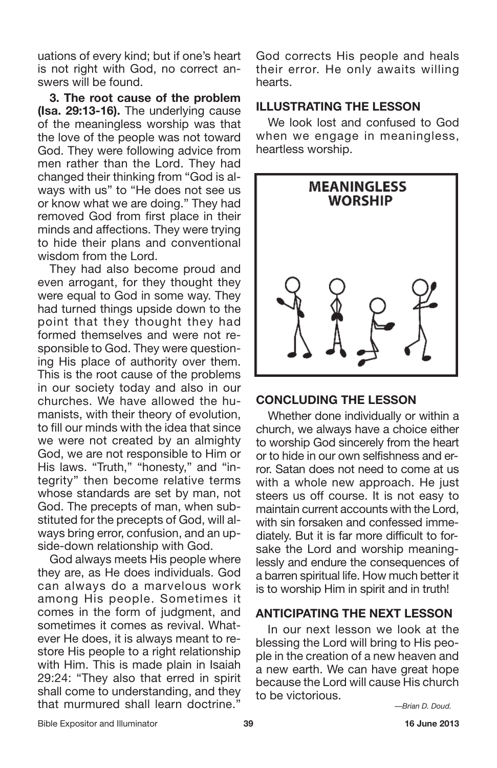uations of every kind; but if one's heart is not right with God, no correct answers will be found.

**3. The root cause of the problem (Isa. 29:13-16).** The underlying cause of the meaningless worship was that the love of the people was not toward God. They were following advice from men rather than the Lord. They had changed their thinking from "God is always with us" to "He does not see us or know what we are doing." They had removed God from first place in their minds and affections. They were trying to hide their plans and conventional wisdom from the Lord.

They had also become proud and even arrogant, for they thought they were equal to God in some way. They had turned things upside down to the point that they thought they had formed themselves and were not responsible to God. They were questioning His place of authority over them. This is the root cause of the problems in our society today and also in our churches. We have allowed the humanists, with their theory of evolution, to fill our minds with the idea that since we were not created by an almighty God, we are not responsible to Him or His laws. "Truth," "honesty," and "integrity" then become relative terms whose standards are set by man, not God. The precepts of man, when substituted for the precepts of God, will always bring error, confusion, and an upside-down relationship with God.

God always meets His people where they are, as He does individuals. God can always do a marvelous work among His people. Sometimes it comes in the form of judgment, and sometimes it comes as revival. Whatever He does, it is always meant to restore His people to a right relationship with Him. This is made plain in Isaiah 29:24: "They also that erred in spirit shall come to understanding, and they that murmured shall learn doctrine." God corrects His people and heals their error. He only awaits willing hearts.

## ILLUSTRATING THE LESSON

We look lost and confused to God when we engage in meaningless, heartless worship.

MEANINGLESS WORSHIP

## CONCLUDING THE LESSON

Whether done individually or within a church, we always have a choice either to worship God sincerely from the heart or to hide in our own selfishness and error. Satan does not need to come at us with a whole new approach. He just steers us off course. It is not easy to maintain current accounts with the Lord, with sin forsaken and confessed immediately. But it is far more difficult to forsake the Lord and worship meaninglessly and endure the consequences of a barren spiritual life. How much better it is to worship Him in spirit and in truth!

## ANTICIPATING THE NEXT LESSON

In our next lesson we look at the blessing the Lord will bring to His people in the creation of a new heaven and a new earth. We can have great hope because the Lord will cause His church to be victorious.

*—Brian D. Doud.*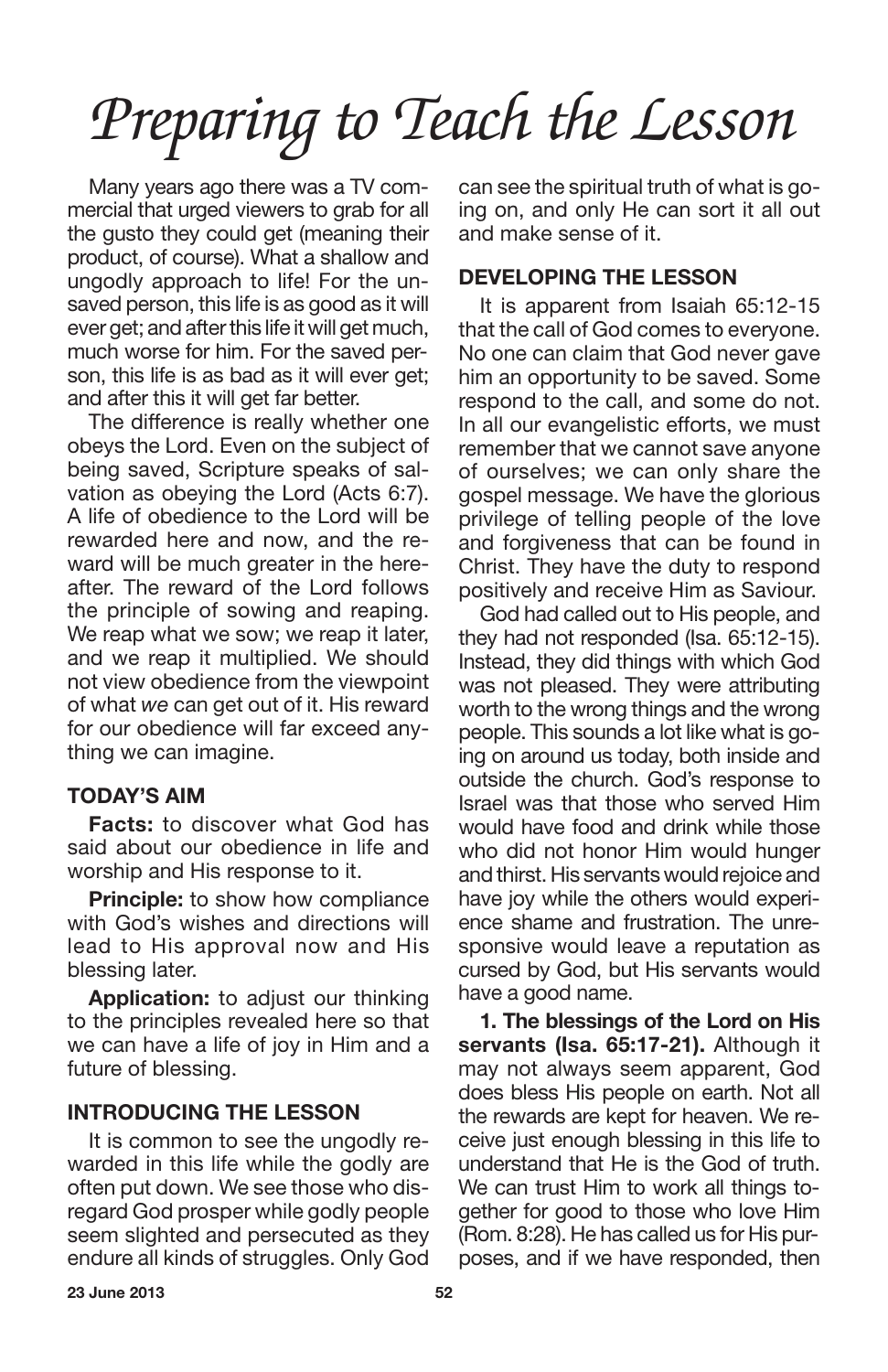# *Preparing to Teach the Lesson*

Many years ago there was a TV commercial that urged viewers to grab for all the gusto they could get (meaning their product, of course). What a shallow and ungodly approach to life! For the unsaved person, this life is as good as it will ever get; and after this life it will get much, much worse for him. For the saved person, this life is as bad as it will ever get; and after this it will get far better.

The difference is really whether one obeys the Lord. Even on the subject of being saved, Scripture speaks of salvation as obeying the Lord (Acts 6:7). A life of obedience to the Lord will be rewarded here and now, and the reward will be much greater in the hereafter. The reward of the Lord follows the principle of sowing and reaping. We reap what we sow; we reap it later, and we reap it multiplied. We should not view obedience from the viewpoint of what *we* can get out of it. His reward for our obedience will far exceed anything we can imagine.

### TODAY'S AIM

**Facts:** to discover what God has said about our obedience in life and worship and His response to it.

**Principle:** to show how compliance with God's wishes and directions will lead to His approval now and His blessing later.

**Application:** to adjust our thinking to the principles revealed here so that we can have a life of joy in Him and a future of blessing.

### INTRODUCING THE LESSON

It is common to see the ungodly rewarded in this life while the godly are often put down. We see those who disregard God prosper while godly people seem slighted and persecuted as they endure all kinds of struggles. Only God can see the spiritual truth of what is going on, and only He can sort it all out and make sense of it.

### DEVELOPING THE LESSON

It is apparent from Isaiah 65:12-15 that the call of God comes to everyone. No one can claim that God never gave him an opportunity to be saved. Some respond to the call, and some do not. In all our evangelistic efforts, we must remember that we cannot save anyone of ourselves; we can only share the gospel message. We have the glorious privilege of telling people of the love and forgiveness that can be found in Christ. They have the duty to respond positively and receive Him as Saviour.

God had called out to His people, and they had not responded (Isa. 65:12-15). Instead, they did things with which God was not pleased. They were attributing worth to the wrong things and the wrong people. This sounds a lot like what is going on around us today, both inside and outside the church. God's response to Israel was that those who served Him would have food and drink while those who did not honor Him would hunger and thirst. His servants would rejoice and have joy while the others would experience shame and frustration. The unresponsive would leave a reputation as cursed by God, but His servants would have a good name.

**1. The blessings of the Lord on His servants (Isa. 65:17-21).** Although it may not always seem apparent, God does bless His people on earth. Not all the rewards are kept for heaven. We receive just enough blessing in this life to understand that He is the God of truth. We can trust Him to work all things together for good to those who love Him (Rom. 8:28). He has called us for His purposes, and if we have responded, then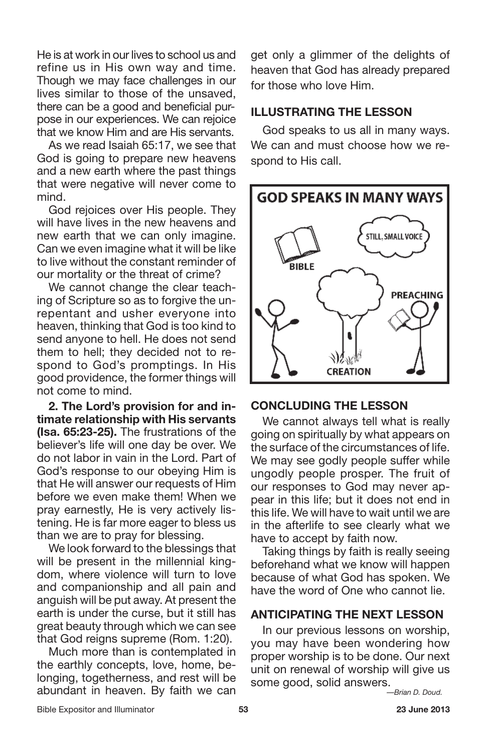He is at work in our lives to school us and refine us in His own way and time. Though we may face challenges in our lives similar to those of the unsaved, there can be a good and beneficial purpose in our experiences. We can rejoice that we know Him and are His servants.

As we read Isaiah 65:17, we see that God is going to prepare new heavens and a new earth where the past things that were negative will never come to mind.

God rejoices over His people. They will have lives in the new heavens and new earth that we can only imagine. Can we even imagine what it will be like to live without the constant reminder of our mortality or the threat of crime?

We cannot change the clear teaching of Scripture so as to forgive the unrepentant and usher everyone into heaven, thinking that God is too kind to send anyone to hell. He does not send them to hell; they decided not to respond to God's promptings. In His good providence, the former things will not come to mind.

**2. The Lord's provision for and intimate relationship with His servants (Isa. 65:23-25).** The frustrations of the believer's life will one day be over. We do not labor in vain in the Lord. Part of God's response to our obeying Him is that He will answer our requests of Him before we even make them! When we pray earnestly, He is very actively listening. He is far more eager to bless us than we are to pray for blessing.

We look forward to the blessings that will be present in the millennial kingdom, where violence will turn to love and companionship and all pain and anguish will be put away. At present the earth is under the curse, but it still has great beauty through which we can see that God reigns supreme (Rom. 1:20).

Much more than is contemplated in the earthly concepts, love, home, belonging, togetherness, and rest will be abundant in heaven. By faith we can get only a glimmer of the delights of heaven that God has already prepared for those who love Him.

## ILLUSTRATING THE LESSON

God speaks to us all in many ways. We can and must choose how we respond to His call.

## CONCLUDING THE LESSON

We cannot always tell what is really going on spiritually by what appears on the surface of the circumstances of life. We may see godly people suffer while ungodly people prosper. The fruit of our responses to God may never appear in this life; but it does not end in this life. We will have to wait until we are in the afterlife to see clearly what we have to accept by faith now.

Taking things by faith is really seeing beforehand what we know will happen because of what God has spoken. We have the word of One who cannot lie.

## ANTICIPATING THE NEXT LESSON

In our previous lessons on worship, you may have been wondering how proper worship is to be done. Our next unit on renewal of worship will give us some good, solid answers.

*—Brian D. Doud.*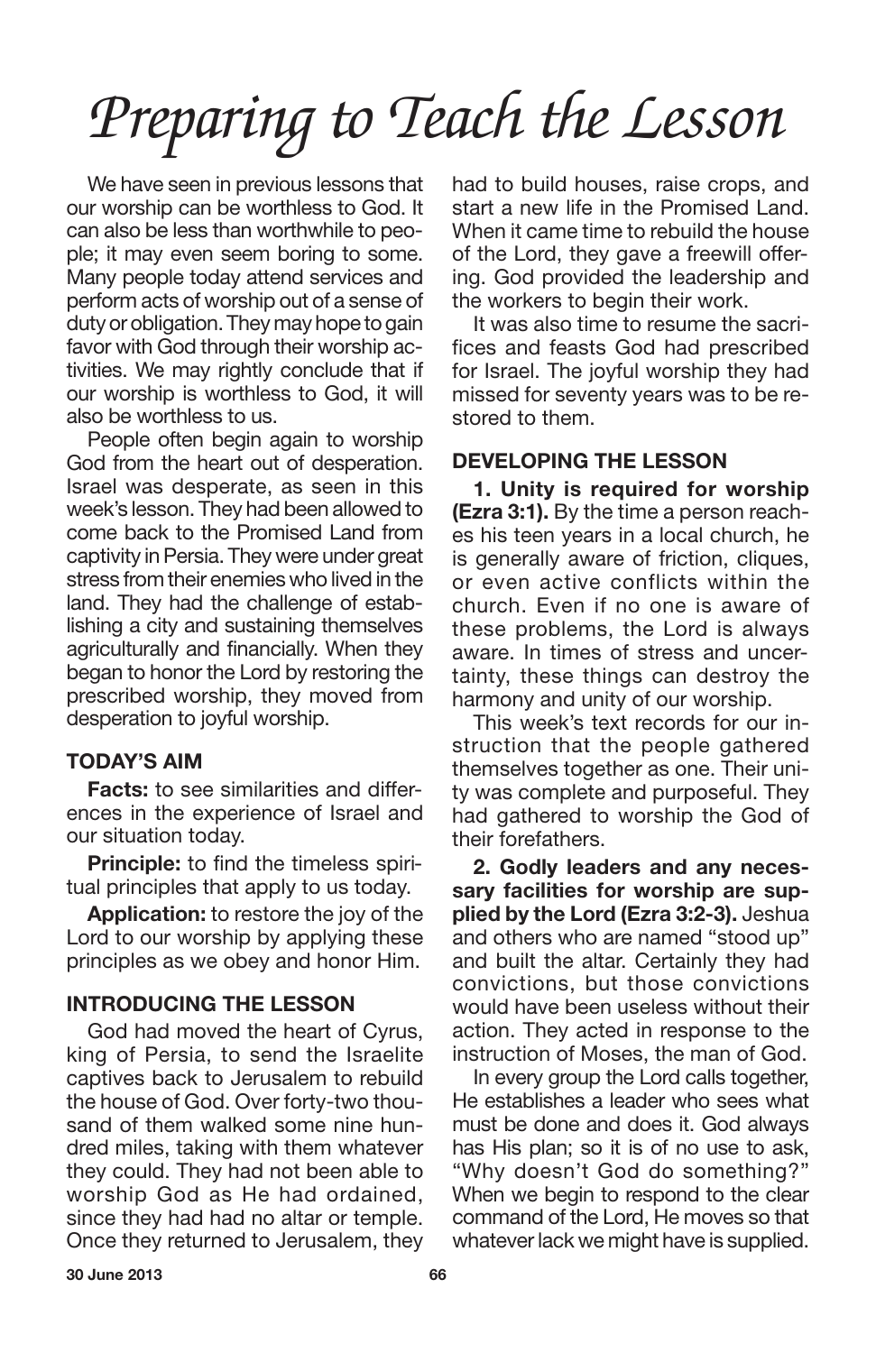# Preparing to Teach the Lesson

We have seen in previous lessons that our worship can be worthless to God. It can also be less than worthwhile to people; it may even seem boring to some. Many people today attend services and perform acts of worship out of a sense of duty or obligation. They may hope to gain favor with God through their worship activities. We may rightly conclude that if our worship is worthless to God, it will also be worthless to us.

People often begin again to worship God from the heart out of desperation. Israel was desperate, as seen in this week's lesson. They had been allowed to come back to the Promised Land from captivity in Persia. They were under great stress from their enemies who lived in the land. They had the challenge of establishing a city and sustaining themselves agriculturally and financially. When they began to honor the Lord by restoring the prescribed worship, they moved from desperation to joyful worship.

### TODAY'S AIM

**Facts:** to see similarities and differences in the experience of Israel and our situation today.

**Principle:** to find the timeless spiritual principles that apply to us today.

**Application:** to restore the joy of the Lord to our worship by applying these principles as we obey and honor Him.

### INTRODUCING THE LESSON

God had moved the heart of Cyrus, king of Persia, to send the Israelite captives back to Jerusalem to rebuild the house of God. Over forty-two thousand of them walked some nine hundred miles, taking with them whatever they could. They had not been able to worship God as He had ordained, since they had had no altar or temple. Once they returned to Jerusalem, they had to build houses, raise crops, and start a new life in the Promised Land. When it came time to rebuild the house of the Lord, they gave a freewill offering. God provided the leadership and the workers to begin their work.

It was also time to resume the sacrifices and feasts God had prescribed for Israel. The joyful worship they had missed for seventy years was to be restored to them.

### DEVELOPING THE LESSON

**1. Unity is required for worship (Ezra 3:1).** By the time a person reaches his teen years in a local church, he is generally aware of friction, cliques, or even active conflicts within the church. Even if no one is aware of these problems, the Lord is always aware. In times of stress and uncertainty, these things can destroy the harmony and unity of our worship.

This week's text records for our instruction that the people gathered themselves together as one. Their unity was complete and purposeful. They had gathered to worship the God of their forefathers.

**2. Godly leaders and any necessary facilities for worship are supplied by the Lord (Ezra 3:2-3).** Jeshua and others who are named "stood up" and built the altar. Certainly they had convictions, but those convictions would have been useless without their action. They acted in response to the instruction of Moses, the man of God.

In every group the Lord calls together, He establishes a leader who sees what must be done and does it. God always has His plan; so it is of no use to ask, "Why doesn't God do something?" When we begin to respond to the clear command of the Lord, He moves so that whatever lack we might have is supplied.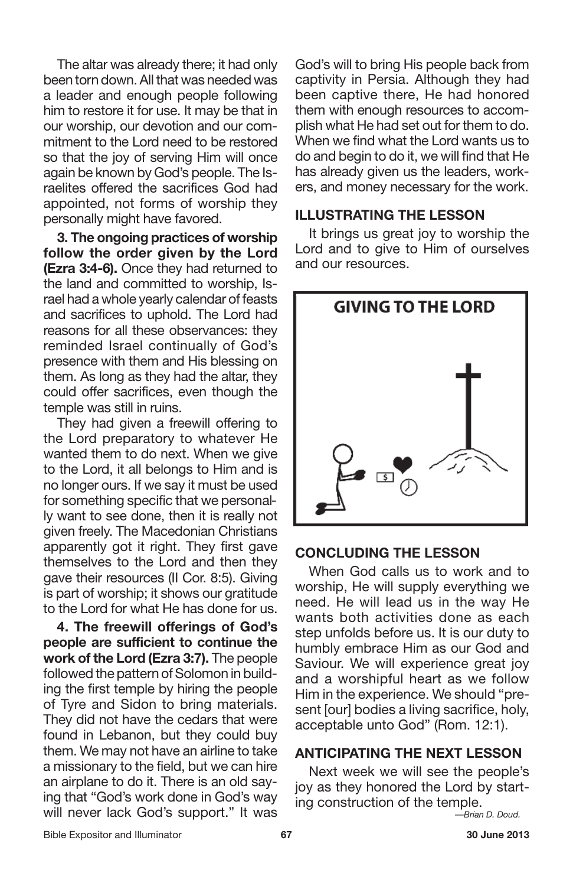The altar was already there; it had only been torn down. All that was needed was a leader and enough people following him to restore it for use. It may be that in our worship, our devotion and our commitment to the Lord need to be restored so that the joy of serving Him will once again be known by God's people. The Israelites offered the sacrifices God had appointed, not forms of worship they personally might have favored.

**3. The ongoing practices of worship follow the order given by the Lord (Ezra 3:4-6).** Once they had returned to the land and committed to worship, Israel had a whole yearly calendar of feasts and sacrifices to uphold. The Lord had reasons for all these observances: they reminded Israel continually of God's presence with them and His blessing on them. As long as they had the altar, they could offer sacrifices, even though the temple was still in ruins.

They had given a freewill offering to the Lord preparatory to whatever He wanted them to do next. When we give to the Lord, it all belongs to Him and is no longer ours. If we say it must be used for something specific that we personally want to see done, then it is really not given freely. The Macedonian Christians apparently got it right. They first gave themselves to the Lord and then they gave their resources (II Cor. 8:5). Giving is part of worship; it shows our gratitude to the Lord for what He has done for us.

**4. The freewill offerings of God's people are sufficient to continue the work of the Lord (Ezra 3:7).** The people followed the pattern of Solomon in building the first temple by hiring the people of Tyre and Sidon to bring materials. They did not have the cedars that were found in Lebanon, but they could buy them. We may not have an airline to take a missionary to the field, but we can hire an airplane to do it. There is an old saying that "God's work done in God's way will never lack God's support." It was God's will to bring His people back from captivity in Persia. Although they had been captive there, He had honored them with enough resources to accomplish what He had set out for them to do. When we find what the Lord wants us to do and begin to do it, we will find that He has already given us the leaders, workers, and money necessary for the work.

## ILLUSTRATING THE LESSON

It brings us great joy to worship the Lord and to give to Him of ourselves and our resources.

GIVING TO THE LORD

## CONCLUDING THE LESSON

When God calls us to work and to worship, He will supply everything we need. He will lead us in the way He wants both activities done as each step unfolds before us. It is our duty to humbly embrace Him as our God and Saviour. We will experience great joy and a worshipful heart as we follow Him in the experience. We should "present [our] bodies a living sacrifice, holy, acceptable unto God" (Rom. 12:1).

## ANTICIPATING THE NEXT LESSON

Next week we will see the people's joy as they honored the Lord by starting construction of the temple.

*—Brian D. Doud.*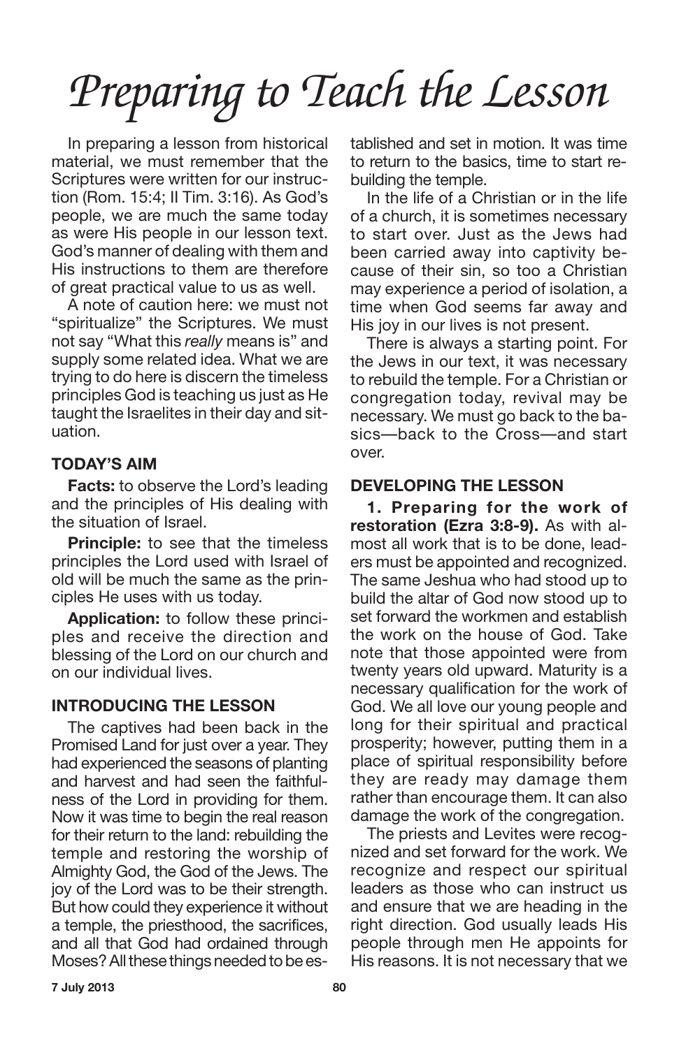# Preparing to Teach the Lesson

In preparing a lesson from historical material, we must remember that the Scriptures were written for our instruction (Rom. 15:4; II Tim. 3:16). As God's people, we are much the same today as were His people in our lesson text. God's manner of dealing with them and His instructions to them are therefore of great practical value to us as well.

A note of caution here: we must not "spiritualize" the Scriptures. We must not say "What this *really* means is" and supply some related idea. What we are trying to do here is discern the timeless principles God is teaching us just as He taught the Israelites in their day and situation.

### TODAY'S AIM

**Facts:** to observe the Lord's leading and the principles of His dealing with the situation of Israel.

**Principle:** to see that the timeless principles the Lord used with Israel of old will be much the same as the principles He uses with us today.

**Application:** to follow these principles and receive the direction and blessing of the Lord on our church and on our individual lives.

### INTRODUCING THE LESSON

The captives had been back in the Promised Land for just over a year. They had experienced the seasons of planting and harvest and had seen the faithfulness of the Lord in providing for them. Now it was time to begin the real reason for their return to the land: rebuilding the temple and restoring the worship of Almighty God, the God of the Jews. The joy of the Lord was to be their strength. But how could they experience it without a temple, the priesthood, the sacrifices, and all that God had ordained through Moses? All these things needed to be established and set in motion. It was time to return to the basics, time to start rebuilding the temple.

In the life of a Christian or in the life of a church, it is sometimes necessary to start over. Just as the Jews had been carried away into captivity because of their sin, so too a Christian may experience a period of isolation, a time when God seems far away and His joy in our lives is not present.

There is always a starting point. For the Jews in our text, it was necessary to rebuild the temple. For a Christian or congregation today, revival may be necessary. We must go back to the basics—back to the Cross—and start over.

### DEVELOPING THE LESSON

**1. Preparing for the work of restoration (Ezra 3:8-9).** As with almost all work that is to be done, leaders must be appointed and recognized. The same Jeshua who had stood up to build the altar of God now stood up to set forward the workmen and establish the work on the house of God. Take note that those appointed were from twenty years old upward. Maturity is a necessary qualification for the work of God. We all love our young people and long for their spiritual and practical prosperity; however, putting them in a place of spiritual responsibility before they are ready may damage them rather than encourage them. It can also damage the work of the congregation.

The priests and Levites were recognized and set forward for the work. We recognize and respect our spiritual leaders as those who can instruct us and ensure that we are heading in the right direction. God usually leads His people through men He appoints for His reasons. It is not necessary that we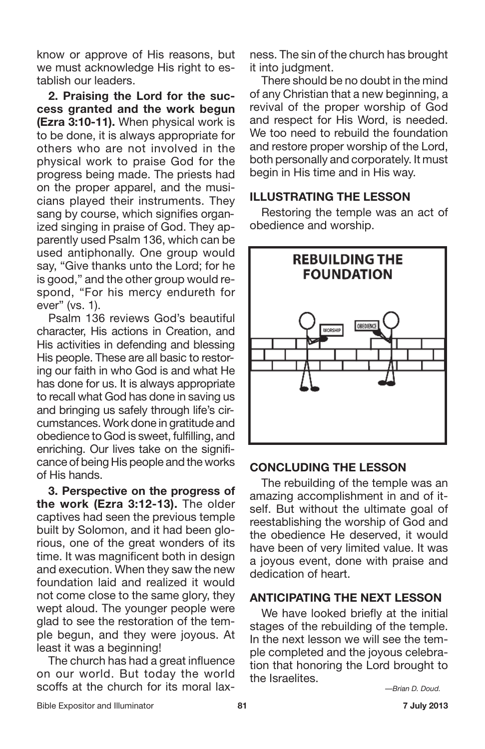know or approve of His reasons, but we must acknowledge His right to establish our leaders.

**2. Praising the Lord for the success granted and the work begun (Ezra 3:10-11).** When physical work is to be done, it is always appropriate for others who are not involved in the physical work to praise God for the progress being made. The priests had on the proper apparel, and the musicians played their instruments. They sang by course, which signifies organized singing in praise of God. They apparently used Psalm 136, which can be used antiphonally. One group would say, "Give thanks unto the Lord; for he is good," and the other group would respond, "For his mercy endureth for ever" (vs. 1).

Psalm 136 reviews God's beautiful character, His actions in Creation, and His activities in defending and blessing His people. These are all basic to restoring our faith in who God is and what He has done for us. It is always appropriate to recall what God has done in saving us and bringing us safely through life's circumstances. Work done in gratitude and obedience to God is sweet, fulfilling, and enriching. Our lives take on the significance of being His people and the works of His hands.

**3. Perspective on the progress of the work (Ezra 3:12-13).** The older captives had seen the previous temple built by Solomon, and it had been glorious, one of the great wonders of its time. It was magnificent both in design and execution. When they saw the new foundation laid and realized it would not come close to the same glory, they wept aloud. The younger people were glad to see the restoration of the temple begun, and they were joyous. At least it was a beginning!

The church has had a great influence on our world. But today the world scoffs at the church for its moral laxness. The sin of the church has brought it into judgment.

There should be no doubt in the mind of any Christian that a new beginning, a revival of the proper worship of God and respect for His Word, is needed. We too need to rebuild the foundation and restore proper worship of the Lord, both personally and corporately. It must begin in His time and in His way.

## ILLUSTRATING THE LESSON

Restoring the temple was an act of obedience and worship.

**REBUILDING THE FOUNDATION**

WORSHIP OBEDIENCE

## CONCLUDING THE LESSON

The rebuilding of the temple was an amazing accomplishment in and of itself. But without the ultimate goal of reestablishing the worship of God and the obedience He deserved, it would have been of very limited value. It was a joyous event, done with praise and dedication of heart.

## ANTICIPATING THE NEXT LESSON

We have looked briefly at the initial stages of the rebuilding of the temple. In the next lesson we will see the temple completed and the joyous celebration that honoring the Lord brought to the Israelites.

*—Brian D. Doud.*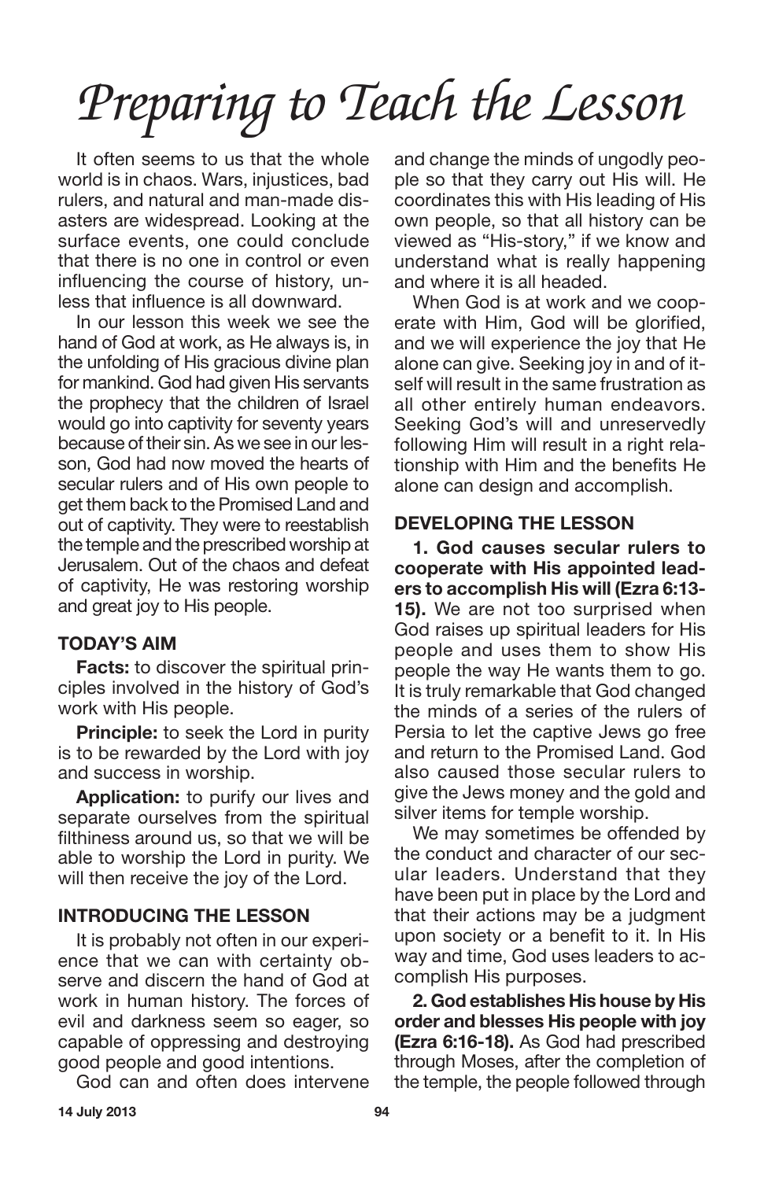# Preparing to Teach the Lesson

It often seems to us that the whole world is in chaos. Wars, injustices, bad rulers, and natural and man-made disasters are widespread. Looking at the surface events, one could conclude that there is no one in control or even influencing the course of history, unless that influence is all downward.

In our lesson this week we see the hand of God at work, as He always is, in the unfolding of His gracious divine plan for mankind. God had given His servants the prophecy that the children of Israel would go into captivity for seventy years because of their sin. As we see in our lesson, God had now moved the hearts of secular rulers and of His own people to get them back to the Promised Land and out of captivity. They were to reestablish the temple and the prescribed worship at Jerusalem. Out of the chaos and defeat of captivity, He was restoring worship and great joy to His people.

## TODAY'S AIM

**Facts:** to discover the spiritual principles involved in the history of God's work with His people.

**Principle:** to seek the Lord in purity is to be rewarded by the Lord with joy and success in worship.

**Application:** to purify our lives and separate ourselves from the spiritual filthiness around us, so that we will be able to worship the Lord in purity. We will then receive the joy of the Lord.

## INTRODUCING THE LESSON

It is probably not often in our experience that we can with certainty observe and discern the hand of God at work in human history. The forces of evil and darkness seem so eager, so capable of oppressing and destroying good people and good intentions.

God can and often does intervene and change the minds of ungodly people so that they carry out His will. He coordinates this with His leading of His own people, so that all history can be viewed as "His-story," if we know and understand what is really happening and where it is all headed.

When God is at work and we cooperate with Him, God will be glorified, and we will experience the joy that He alone can give. Seeking joy in and of itself will result in the same frustration as all other entirely human endeavors. Seeking God's will and unreservedly following Him will result in a right relationship with Him and the benefits He alone can design and accomplish.

## DEVELOPING THE LESSON

**1. God causes secular rulers to cooperate with His appointed leaders to accomplish His will (Ezra 6:13-15).** We are not too surprised when God raises up spiritual leaders for His people and uses them to show His people the way He wants them to go. It is truly remarkable that God changed the minds of a series of the rulers of Persia to let the captive Jews go free and return to the Promised Land. God also caused those secular rulers to give the Jews money and the gold and silver items for temple worship.

We may sometimes be offended by the conduct and character of our secular leaders. Understand that they have been put in place by the Lord and that their actions may be a judgment upon society or a benefit to it. In His way and time, God uses leaders to accomplish His purposes.

**2. God establishes His house by His order and blesses His people with joy (Ezra 6:16-18).** As God had prescribed through Moses, after the completion of the temple, the people followed through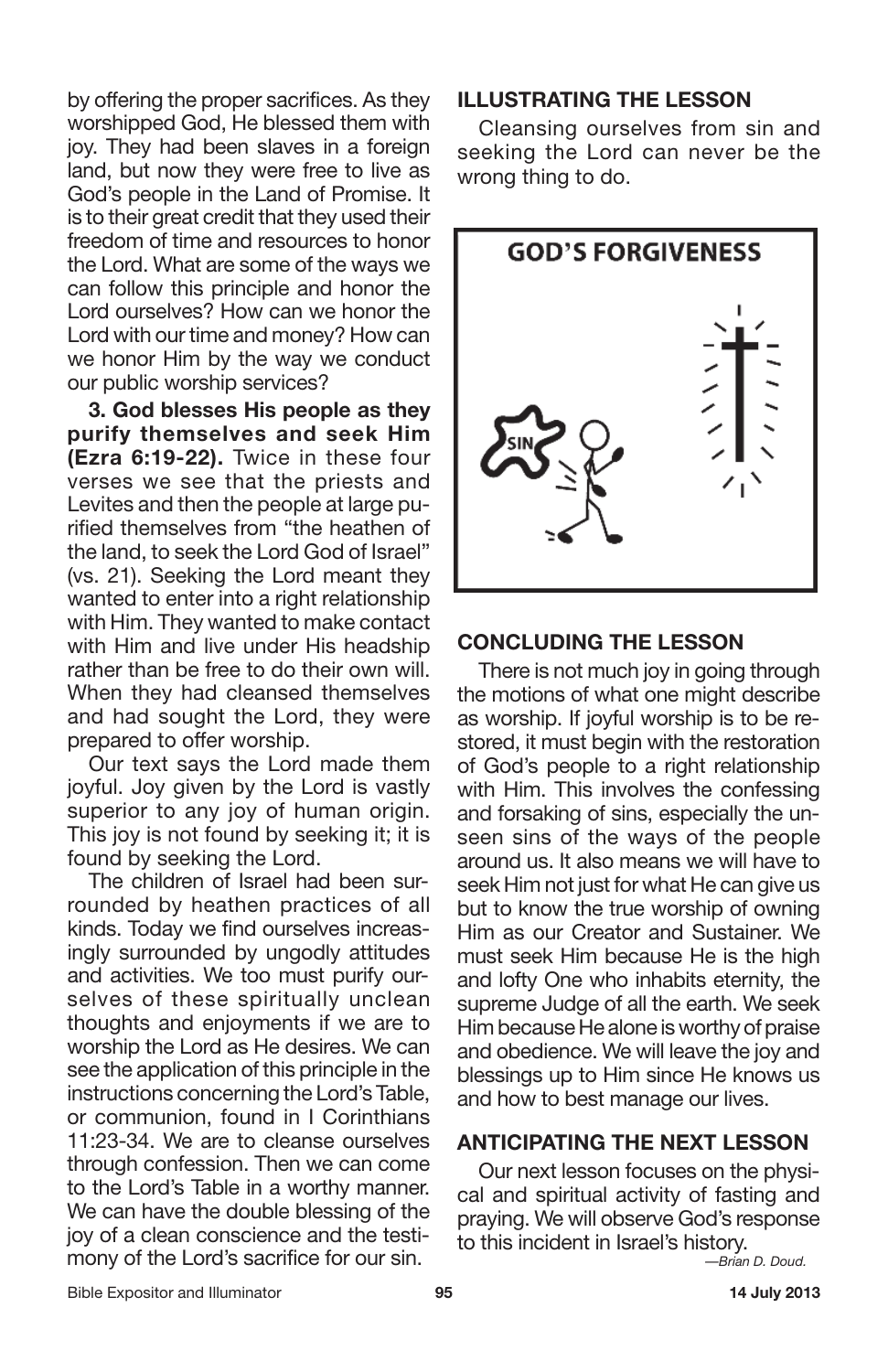by offering the proper sacrifices. As they worshipped God, He blessed them with joy. They had been slaves in a foreign land, but now they were free to live as God's people in the Land of Promise. It is to their great credit that they used their freedom of time and resources to honor the Lord. What are some of the ways we can follow this principle and honor the Lord ourselves? How can we honor the Lord with our time and money? How can we honor Him by the way we conduct our public worship services?

**3. God blesses His people as they purify themselves and seek Him (Ezra 6:19-22).** Twice in these four verses we see that the priests and Levites and then the people at large purified themselves from "the heathen of the land, to seek the Lord God of Israel" (vs. 21). Seeking the Lord meant they wanted to enter into a right relationship with Him. They wanted to make contact with Him and live under His headship rather than be free to do their own will. When they had cleansed themselves and had sought the Lord, they were prepared to offer worship.

Our text says the Lord made them joyful. Joy given by the Lord is vastly superior to any joy of human origin. This joy is not found by seeking it; it is found by seeking the Lord.

The children of Israel had been surrounded by heathen practices of all kinds. Today we find ourselves increasingly surrounded by ungodly attitudes and activities. We too must purify ourselves of these spiritually unclean thoughts and enjoyments if we are to worship the Lord as He desires. We can see the application of this principle in the instructions concerning the Lord's Table, or communion, found in I Corinthians 11:23-34. We are to cleanse ourselves through confession. Then we can come to the Lord's Table in a worthy manner. We can have the double blessing of the joy of a clean conscience and the testimony of the Lord's sacrifice for our sin.

## ILLUSTRATING THE LESSON

Cleansing ourselves from sin and seeking the Lord can never be the wrong thing to do.

GOD'S FORGIVENESS

## CONCLUDING THE LESSON

There is not much joy in going through the motions of what one might describe as worship. If joyful worship is to be restored, it must begin with the restoration of God's people to a right relationship with Him. This involves the confessing and forsaking of sins, especially the unseen sins of the ways of the people around us. It also means we will have to seek Him not just for what He can give us but to know the true worship of owning Him as our Creator and Sustainer. We must seek Him because He is the high and lofty One who inhabits eternity, the supreme Judge of all the earth. We seek Him because He alone is worthy of praise and obedience. We will leave the joy and blessings up to Him since He knows us and how to best manage our lives.

## ANTICIPATING THE NEXT LESSON

Our next lesson focuses on the physical and spiritual activity of fasting and praying. We will observe God's response to this incident in Israel's history.

*—Brian D. Doud.*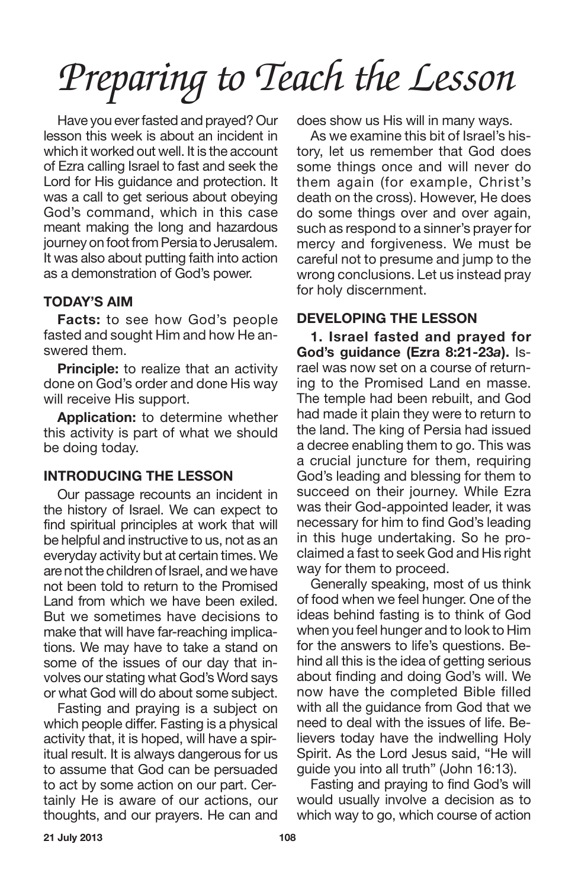# *Preparing to Teach the Lesson*

Have you ever fasted and prayed? Our lesson this week is about an incident in which it worked out well. It is the account of Ezra calling Israel to fast and seek the Lord for His guidance and protection. It was a call to get serious about obeying God's command, which in this case meant making the long and hazardous journey on foot from Persia to Jerusalem. It was also about putting faith into action as a demonstration of God's power.

### TODAY'S AIM

**Facts:** to see how God's people fasted and sought Him and how He answered them.

**Principle:** to realize that an activity done on God's order and done His way will receive His support.

**Application:** to determine whether this activity is part of what we should be doing today.

### INTRODUCING THE LESSON

Our passage recounts an incident in the history of Israel. We can expect to find spiritual principles at work that will be helpful and instructive to us, not as an everyday activity but at certain times. We are not the children of Israel, and we have not been told to return to the Promised Land from which we have been exiled. But we sometimes have decisions to make that will have far-reaching implications. We may have to take a stand on some of the issues of our day that involves our stating what God's Word says or what God will do about some subject.

Fasting and praying is a subject on which people differ. Fasting is a physical activity that, it is hoped, will have a spiritual result. It is always dangerous for us to assume that God can be persuaded to act by some action on our part. Certainly He is aware of our actions, our thoughts, and our prayers. He can and does show us His will in many ways.

As we examine this bit of Israel's history, let us remember that God does some things once and will never do them again (for example, Christ's death on the cross). However, He does do some things over and over again, such as respond to a sinner's prayer for mercy and forgiveness. We must be careful not to presume and jump to the wrong conclusions. Let us instead pray for holy discernment.

### DEVELOPING THE LESSON

**1. Israel fasted and prayed for God's guidance (Ezra 8:21-23*a*).** Israel was now set on a course of returning to the Promised Land en masse. The temple had been rebuilt, and God had made it plain they were to return to the land. The king of Persia had issued a decree enabling them to go. This was a crucial juncture for them, requiring God's leading and blessing for them to succeed on their journey. While Ezra was their God-appointed leader, it was necessary for him to find God's leading in this huge undertaking. So he proclaimed a fast to seek God and His right way for them to proceed.

Generally speaking, most of us think of food when we feel hunger. One of the ideas behind fasting is to think of God when you feel hunger and to look to Him for the answers to life's questions. Behind all this is the idea of getting serious about finding and doing God's will. We now have the completed Bible filled with all the guidance from God that we need to deal with the issues of life. Believers today have the indwelling Holy Spirit. As the Lord Jesus said, "He will guide you into all truth" (John 16:13).

Fasting and praying to find God's will would usually involve a decision as to which way to go, which course of action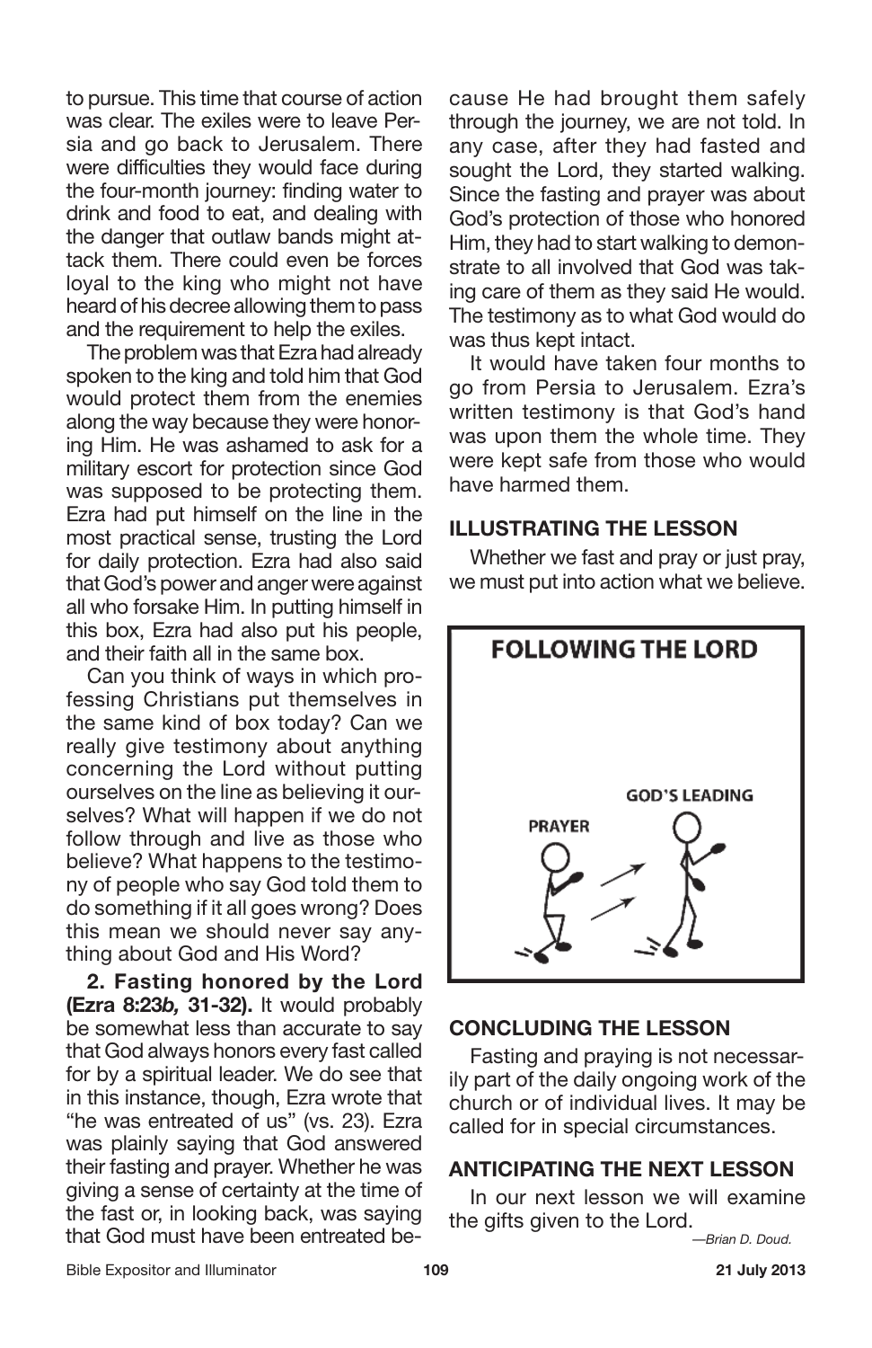to pursue. This time that course of action was clear. The exiles were to leave Persia and go back to Jerusalem. There were difficulties they would face during the four-month journey: finding water to drink and food to eat, and dealing with the danger that outlaw bands might attack them. There could even be forces loyal to the king who might not have heard of his decree allowing them to pass and the requirement to help the exiles.

The problem was that Ezra had already spoken to the king and told him that God would protect them from the enemies along the way because they were honoring Him. He was ashamed to ask for a military escort for protection since God was supposed to be protecting them. Ezra had put himself on the line in the most practical sense, trusting the Lord for daily protection. Ezra had also said that God's power and anger were against all who forsake Him. In putting himself in this box, Ezra had also put his people, and their faith all in the same box.

Can you think of ways in which professing Christians put themselves in the same kind of box today? Can we really give testimony about anything concerning the Lord without putting ourselves on the line as believing it ourselves? What will happen if we do not follow through and live as those who believe? What happens to the testimony of people who say God told them to do something if it all goes wrong? Does this mean we should never say anything about God and His Word?

**2. Fasting honored by the Lord (Ezra 8:23*b,* 31-32).** It would probably be somewhat less than accurate to say that God always honors every fast called for by a spiritual leader. We do see that in this instance, though, Ezra wrote that "he was entreated of us" (vs. 23). Ezra was plainly saying that God answered their fasting and prayer. Whether he was giving a sense of certainty at the time of the fast or, in looking back, was saying that God must have been entreated because He had brought them safely through the journey, we are not told. In any case, after they had fasted and sought the Lord, they started walking. Since the fasting and prayer was about God's protection of those who honored Him, they had to start walking to demonstrate to all involved that God was taking care of them as they said He would. The testimony as to what God would do was thus kept intact.

It would have taken four months to go from Persia to Jerusalem. Ezra's written testimony is that God's hand was upon them the whole time. They were kept safe from those who would have harmed them.

## ILLUSTRATING THE LESSON

Whether we fast and pray or just pray, we must put into action what we believe.

**FOLLOWING THE LORD**

PRAYER → GOD'S LEADING

## CONCLUDING THE LESSON

Fasting and praying is not necessarily part of the daily ongoing work of the church or of individual lives. It may be called for in special circumstances.

## ANTICIPATING THE NEXT LESSON

In our next lesson we will examine the gifts given to the Lord.

*—Brian D. Doud.*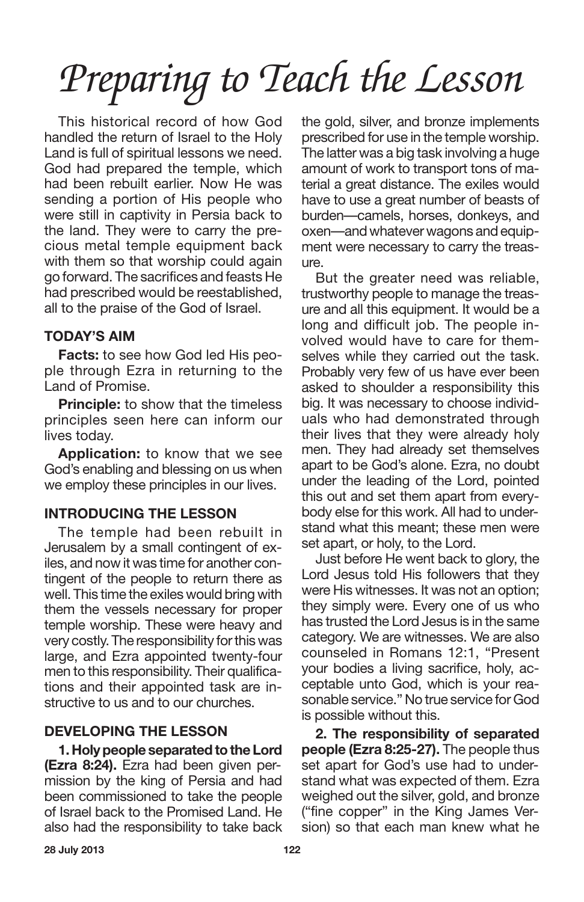# *Preparing to Teach the Lesson*

This historical record of how God handled the return of Israel to the Holy Land is full of spiritual lessons we need. God had prepared the temple, which had been rebuilt earlier. Now He was sending a portion of His people who were still in captivity in Persia back to the land. They were to carry the precious metal temple equipment back with them so that worship could again go forward. The sacrifices and feasts He had prescribed would be reestablished, all to the praise of the God of Israel.

### TODAY'S AIM

**Facts:** to see how God led His people through Ezra in returning to the Land of Promise.

**Principle:** to show that the timeless principles seen here can inform our lives today.

**Application:** to know that we see God's enabling and blessing on us when we employ these principles in our lives.

### INTRODUCING THE LESSON

The temple had been rebuilt in Jerusalem by a small contingent of exiles, and now it was time for another contingent of the people to return there as well. This time the exiles would bring with them the vessels necessary for proper temple worship. These were heavy and very costly. The responsibility for this was large, and Ezra appointed twenty-four men to this responsibility. Their qualifications and their appointed task are instructive to us and to our churches.

### DEVELOPING THE LESSON

**1. Holy people separated to the Lord (Ezra 8:24).** Ezra had been given permission by the king of Persia and had been commissioned to take the people of Israel back to the Promised Land. He also had the responsibility to take back the gold, silver, and bronze implements prescribed for use in the temple worship. The latter was a big task involving a huge amount of work to transport tons of material a great distance. The exiles would have to use a great number of beasts of burden—camels, horses, donkeys, and oxen—and whatever wagons and equipment were necessary to carry the treasure.

But the greater need was reliable, trustworthy people to manage the treasure and all this equipment. It would be a long and difficult job. The people involved would have to care for themselves while they carried out the task. Probably very few of us have ever been asked to shoulder a responsibility this big. It was necessary to choose individuals who had demonstrated through their lives that they were already holy men. They had already set themselves apart to be God's alone. Ezra, no doubt under the leading of the Lord, pointed this out and set them apart from everybody else for this work. All had to understand what this meant; these men were set apart, or holy, to the Lord.

Just before He went back to glory, the Lord Jesus told His followers that they were His witnesses. It was not an option; they simply were. Every one of us who has trusted the Lord Jesus is in the same category. We are witnesses. We are also counseled in Romans 12:1, "Present your bodies a living sacrifice, holy, acceptable unto God, which is your reasonable service." No true service for God is possible without this.

**2. The responsibility of separated people (Ezra 8:25-27).** The people thus set apart for God's use had to understand what was expected of them. Ezra weighed out the silver, gold, and bronze ("fine copper" in the King James Version) so that each man knew what he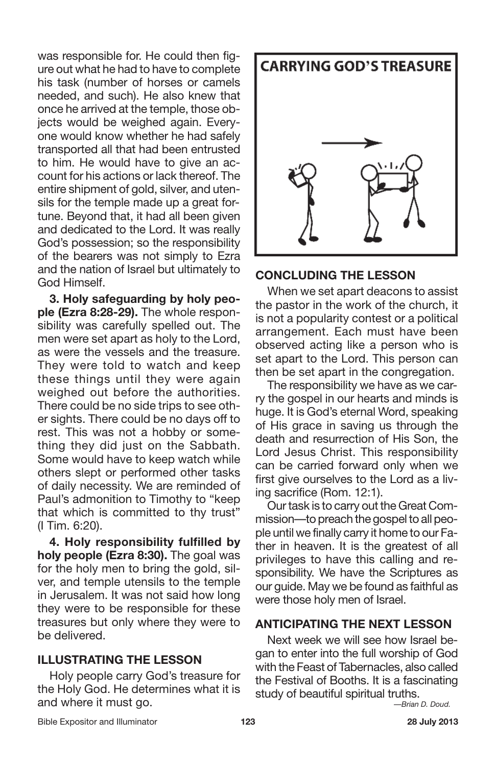was responsible for. He could then figure out what he had to have to complete his task (number of horses or camels needed, and such). He also knew that once he arrived at the temple, those objects would be weighed again. Everyone would know whether he had safely transported all that had been entrusted to him. He would have to give an account for his actions or lack thereof. The entire shipment of gold, silver, and utensils for the temple made up a great fortune. Beyond that, it had all been given and dedicated to the Lord. It was really God's possession; so the responsibility of the bearers was not simply to Ezra and the nation of Israel but ultimately to God Himself.

**3. Holy safeguarding by holy people (Ezra 8:28-29).** The whole responsibility was carefully spelled out. The men were set apart as holy to the Lord, as were the vessels and the treasure. They were told to watch and keep these things until they were again weighed out before the authorities. There could be no side trips to see other sights. There could be no days off to rest. This was not a hobby or something they did just on the Sabbath. Some would have to keep watch while others slept or performed other tasks of daily necessity. We are reminded of Paul's admonition to Timothy to "keep that which is committed to thy trust" (I Tim. 6:20).

**4. Holy responsibility fulfilled by holy people (Ezra 8:30).** The goal was for the holy men to bring the gold, silver, and temple utensils to the temple in Jerusalem. It was not said how long they were to be responsible for these treasures but only where they were to be delivered.

## ILLUSTRATING THE LESSON

Holy people carry God's treasure for the Holy God. He determines what it is and where it must go.

**CARRYING GOD'S TREASURE**

## CONCLUDING THE LESSON

When we set apart deacons to assist the pastor in the work of the church, it is not a popularity contest or a political arrangement. Each must have been observed acting like a person who is set apart to the Lord. This person can then be set apart in the congregation.

The responsibility we have as we carry the gospel in our hearts and minds is huge. It is God's eternal Word, speaking of His grace in saving us through the death and resurrection of His Son, the Lord Jesus Christ. This responsibility can be carried forward only when we first give ourselves to the Lord as a living sacrifice (Rom. 12:1).

Our task is to carry out the Great Commission—to preach the gospel to all people until we finally carry it home to our Father in heaven. It is the greatest of all privileges to have this calling and responsibility. We have the Scriptures as our guide. May we be found as faithful as were those holy men of Israel.

## ANTICIPATING THE NEXT LESSON

Next week we will see how Israel began to enter into the full worship of God with the Feast of Tabernacles, also called the Festival of Booths. It is a fascinating study of beautiful spiritual truths.

*—Brian D. Doud.*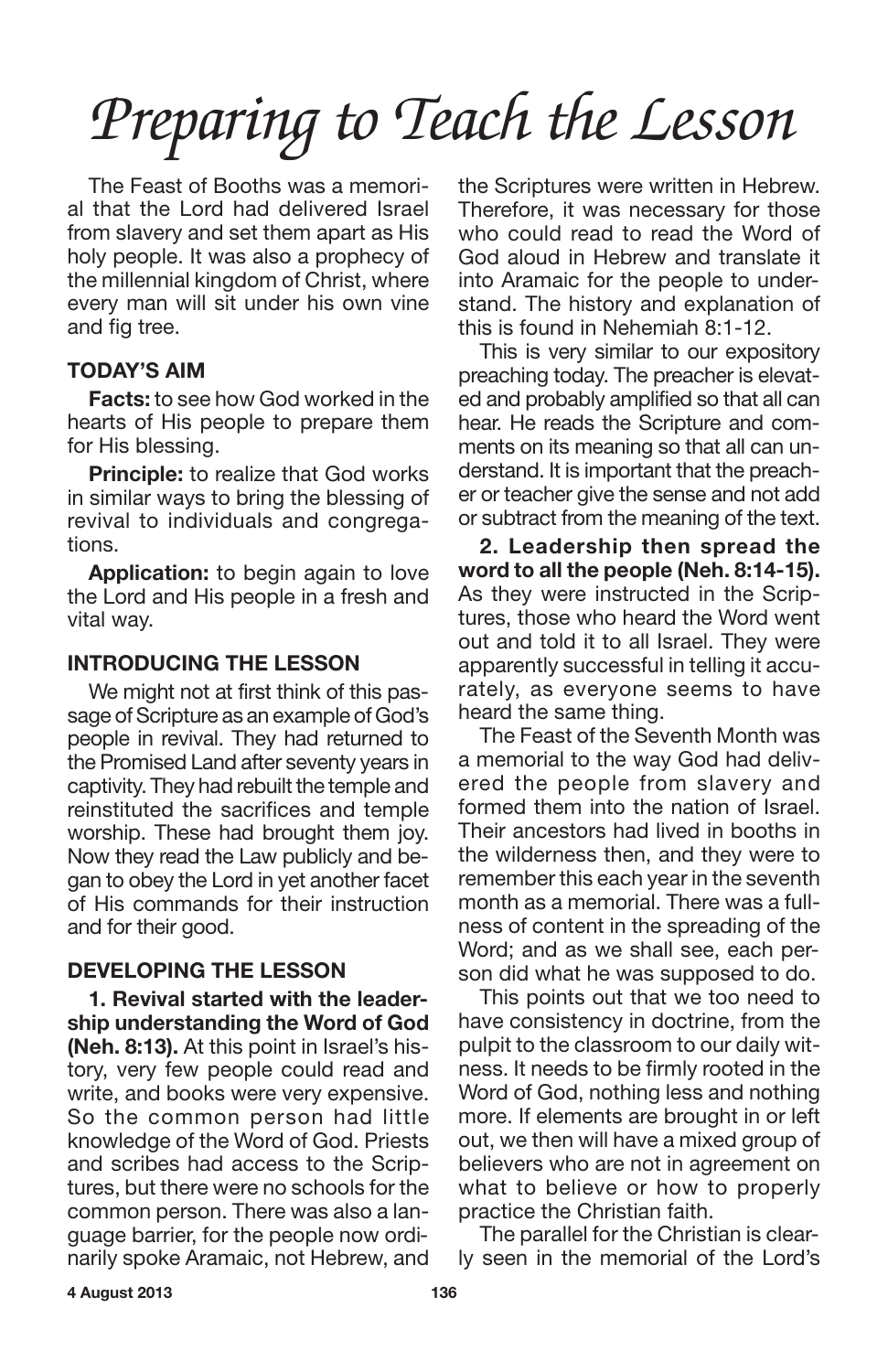# *Preparing to Teach the Lesson*

The Feast of Booths was a memorial that the Lord had delivered Israel from slavery and set them apart as His holy people. It was also a prophecy of the millennial kingdom of Christ, where every man will sit under his own vine and fig tree.

### TODAY'S AIM

**Facts:** to see how God worked in the hearts of His people to prepare them for His blessing.

**Principle:** to realize that God works in similar ways to bring the blessing of revival to individuals and congregations.

**Application:** to begin again to love the Lord and His people in a fresh and vital way.

### INTRODUCING THE LESSON

We might not at first think of this passage of Scripture as an example of God's people in revival. They had returned to the Promised Land after seventy years in captivity. They had rebuilt the temple and reinstituted the sacrifices and temple worship. These had brought them joy. Now they read the Law publicly and began to obey the Lord in yet another facet of His commands for their instruction and for their good.

### DEVELOPING THE LESSON

**1. Revival started with the leadership understanding the Word of God (Neh. 8:13).** At this point in Israel's history, very few people could read and write, and books were very expensive. So the common person had little knowledge of the Word of God. Priests and scribes had access to the Scriptures, but there were no schools for the common person. There was also a language barrier, for the people now ordinarily spoke Aramaic, not Hebrew, and the Scriptures were written in Hebrew. Therefore, it was necessary for those who could read to read the Word of God aloud in Hebrew and translate it into Aramaic for the people to understand. The history and explanation of this is found in Nehemiah 8:1-12.

This is very similar to our expository preaching today. The preacher is elevated and probably amplified so that all can hear. He reads the Scripture and comments on its meaning so that all can understand. It is important that the preacher or teacher give the sense and not add or subtract from the meaning of the text.

**2. Leadership then spread the word to all the people (Neh. 8:14-15).** As they were instructed in the Scriptures, those who heard the Word went out and told it to all Israel. They were apparently successful in telling it accurately, as everyone seems to have heard the same thing.

The Feast of the Seventh Month was a memorial to the way God had delivered the people from slavery and formed them into the nation of Israel. Their ancestors had lived in booths in the wilderness then, and they were to remember this each year in the seventh month as a memorial. There was a fullness of content in the spreading of the Word; and as we shall see, each person did what he was supposed to do.

This points out that we too need to have consistency in doctrine, from the pulpit to the classroom to our daily witness. It needs to be firmly rooted in the Word of God, nothing less and nothing more. If elements are brought in or left out, we then will have a mixed group of believers who are not in agreement on what to believe or how to properly practice the Christian faith.

The parallel for the Christian is clearly seen in the memorial of the Lord's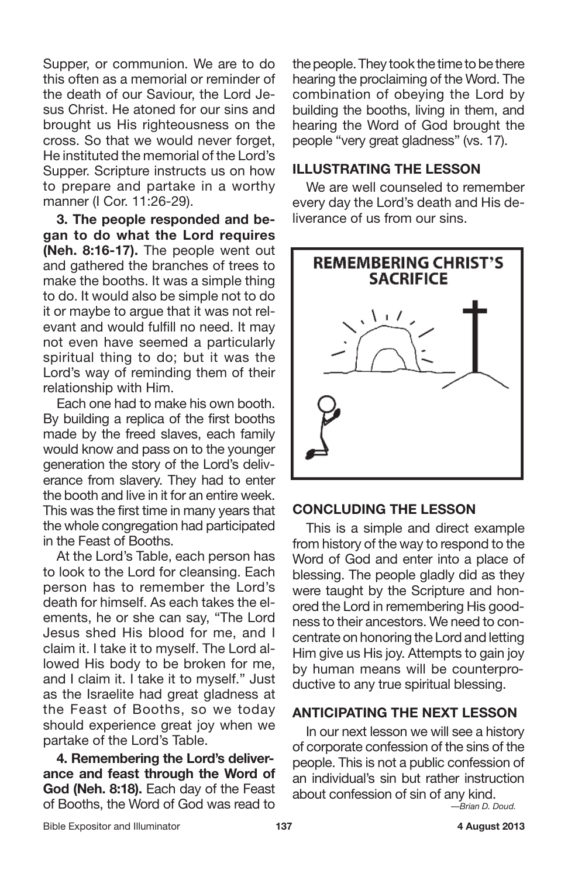Supper, or communion. We are to do this often as a memorial or reminder of the death of our Saviour, the Lord Jesus Christ. He atoned for our sins and brought us His righteousness on the cross. So that we would never forget, He instituted the memorial of the Lord's Supper. Scripture instructs us on how to prepare and partake in a worthy manner (I Cor. 11:26-29).

**3. The people responded and began to do what the Lord requires (Neh. 8:16-17).** The people went out and gathered the branches of trees to make the booths. It was a simple thing to do. It would also be simple not to do it or maybe to argue that it was not relevant and would fulfill no need. It may not even have seemed a particularly spiritual thing to do; but it was the Lord's way of reminding them of their relationship with Him.

Each one had to make his own booth. By building a replica of the first booths made by the freed slaves, each family would know and pass on to the younger generation the story of the Lord's deliverance from slavery. They had to enter the booth and live in it for an entire week. This was the first time in many years that the whole congregation had participated in the Feast of Booths.

At the Lord's Table, each person has to look to the Lord for cleansing. Each person has to remember the Lord's death for himself. As each takes the elements, he or she can say, "The Lord Jesus shed His blood for me, and I claim it. I take it to myself. The Lord allowed His body to be broken for me, and I claim it. I take it to myself." Just as the Israelite had great gladness at the Feast of Booths, so we today should experience great joy when we partake of the Lord's Table.

**4. Remembering the Lord's deliverance and feast through the Word of God (Neh. 8:18).** Each day of the Feast of Booths, the Word of God was read to the people. They took the time to be there hearing the proclaiming of the Word. The combination of obeying the Lord by building the booths, living in them, and hearing the Word of God brought the people "very great gladness" (vs. 17).

## ILLUSTRATING THE LESSON

We are well counseled to remember every day the Lord's death and His deliverance of us from our sins.

**REMEMBERING CHRIST'S SACRIFICE**

## CONCLUDING THE LESSON

This is a simple and direct example from history of the way to respond to the Word of God and enter into a place of blessing. The people gladly did as they were taught by the Scripture and honored the Lord in remembering His goodness to their ancestors. We need to concentrate on honoring the Lord and letting Him give us His joy. Attempts to gain joy by human means will be counterproductive to any true spiritual blessing.

## ANTICIPATING THE NEXT LESSON

In our next lesson we will see a history of corporate confession of the sins of the people. This is not a public confession of an individual's sin but rather instruction about confession of sin of any kind.

*—Brian D. Doud.*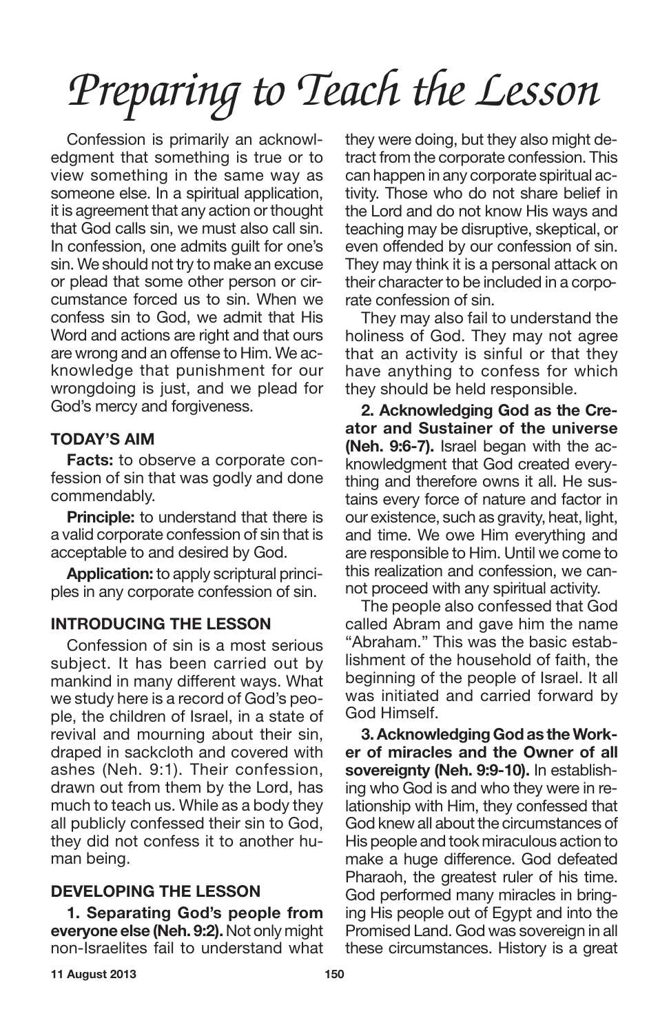# Preparing to Teach the Lesson

Confession is primarily an acknowledgment that something is true or to view something in the same way as someone else. In a spiritual application, it is agreement that any action or thought that God calls sin, we must also call sin. In confession, one admits guilt for one's sin. We should not try to make an excuse or plead that some other person or circumstance forced us to sin. When we confess sin to God, we admit that His Word and actions are right and that ours are wrong and an offense to Him. We acknowledge that punishment for our wrongdoing is just, and we plead for God's mercy and forgiveness.

## TODAY'S AIM

**Facts:** to observe a corporate confession of sin that was godly and done commendably.

**Principle:** to understand that there is a valid corporate confession of sin that is acceptable to and desired by God.

**Application:** to apply scriptural principles in any corporate confession of sin.

## INTRODUCING THE LESSON

Confession of sin is a most serious subject. It has been carried out by mankind in many different ways. What we study here is a record of God's people, the children of Israel, in a state of revival and mourning about their sin, draped in sackcloth and covered with ashes (Neh. 9:1). Their confession, drawn out from them by the Lord, has much to teach us. While as a body they all publicly confessed their sin to God, they did not confess it to another human being.

## DEVELOPING THE LESSON

**1. Separating God's people from everyone else (Neh. 9:2).** Not only might non-Israelites fail to understand what they were doing, but they also might detract from the corporate confession. This can happen in any corporate spiritual activity. Those who do not share belief in the Lord and do not know His ways and teaching may be disruptive, skeptical, or even offended by our confession of sin. They may think it is a personal attack on their character to be included in a corporate confession of sin.

They may also fail to understand the holiness of God. They may not agree that an activity is sinful or that they have anything to confess for which they should be held responsible.

**2. Acknowledging God as the Creator and Sustainer of the universe (Neh. 9:6-7).** Israel began with the acknowledgment that God created everything and therefore owns it all. He sustains every force of nature and factor in our existence, such as gravity, heat, light, and time. We owe Him everything and are responsible to Him. Until we come to this realization and confession, we cannot proceed with any spiritual activity.

The people also confessed that God called Abram and gave him the name "Abraham." This was the basic establishment of the household of faith, the beginning of the people of Israel. It all was initiated and carried forward by God Himself.

**3. Acknowledging God as the Worker of miracles and the Owner of all sovereignty (Neh. 9:9-10).** In establishing who God is and who they were in relationship with Him, they confessed that God knew all about the circumstances of His people and took miraculous action to make a huge difference. God defeated Pharaoh, the greatest ruler of his time. God performed many miracles in bringing His people out of Egypt and into the Promised Land. God was sovereign in all these circumstances. History is a great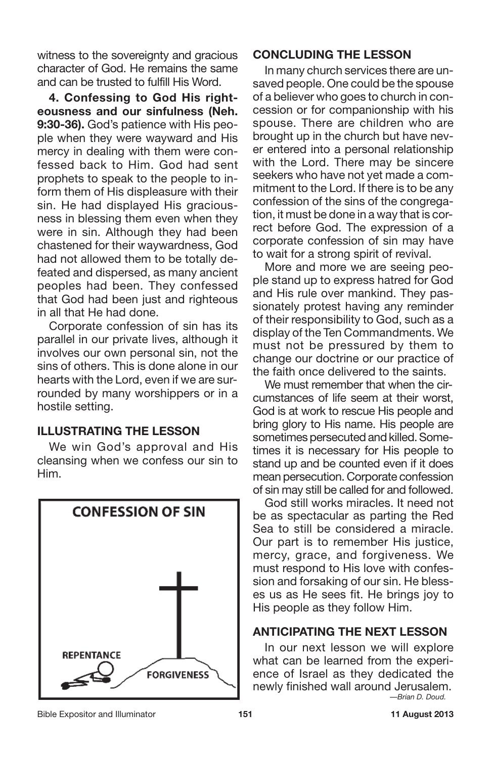witness to the sovereignty and gracious character of God. He remains the same and can be trusted to fulfill His Word.

**4. Confessing to God His righteousness and our sinfulness (Neh. 9:30-36).** God's patience with His people when they were wayward and His mercy in dealing with them were confessed back to Him. God had sent prophets to speak to the people to inform them of His displeasure with their sin. He had displayed His graciousness in blessing them even when they were in sin. Although they had been chastened for their waywardness, God had not allowed them to be totally defeated and dispersed, as many ancient peoples had been. They confessed that God had been just and righteous in all that He had done.

Corporate confession of sin has its parallel in our private lives, although it involves our own personal sin, not the sins of others. This is done alone in our hearts with the Lord, even if we are surrounded by many worshippers or in a hostile setting.

## ILLUSTRATING THE LESSON

We win God's approval and His cleansing when we confess our sin to Him.

CONFESSION OF SIN

REPENTANCE

FORGIVENESS

## CONCLUDING THE LESSON

In many church services there are unsaved people. One could be the spouse of a believer who goes to church in concession or for companionship with his spouse. There are children who are brought up in the church but have never entered into a personal relationship with the Lord. There may be sincere seekers who have not yet made a commitment to the Lord. If there is to be any confession of the sins of the congregation, it must be done in a way that is correct before God. The expression of a corporate confession of sin may have to wait for a strong spirit of revival.

More and more we are seeing people stand up to express hatred for God and His rule over mankind. They passionately protest having any reminder of their responsibility to God, such as a display of the Ten Commandments. We must not be pressured by them to change our doctrine or our practice of the faith once delivered to the saints.

We must remember that when the circumstances of life seem at their worst, God is at work to rescue His people and bring glory to His name. His people are sometimes persecuted and killed. Sometimes it is necessary for His people to stand up and be counted even if it does mean persecution. Corporate confession of sin may still be called for and followed.

God still works miracles. It need not be as spectacular as parting the Red Sea to still be considered a miracle. Our part is to remember His justice, mercy, grace, and forgiveness. We must respond to His love with confession and forsaking of our sin. He blesses us as He sees fit. He brings joy to His people as they follow Him.

## ANTICIPATING THE NEXT LESSON

In our next lesson we will explore what can be learned from the experience of Israel as they dedicated the newly finished wall around Jerusalem.

*—Brian D. Doud.*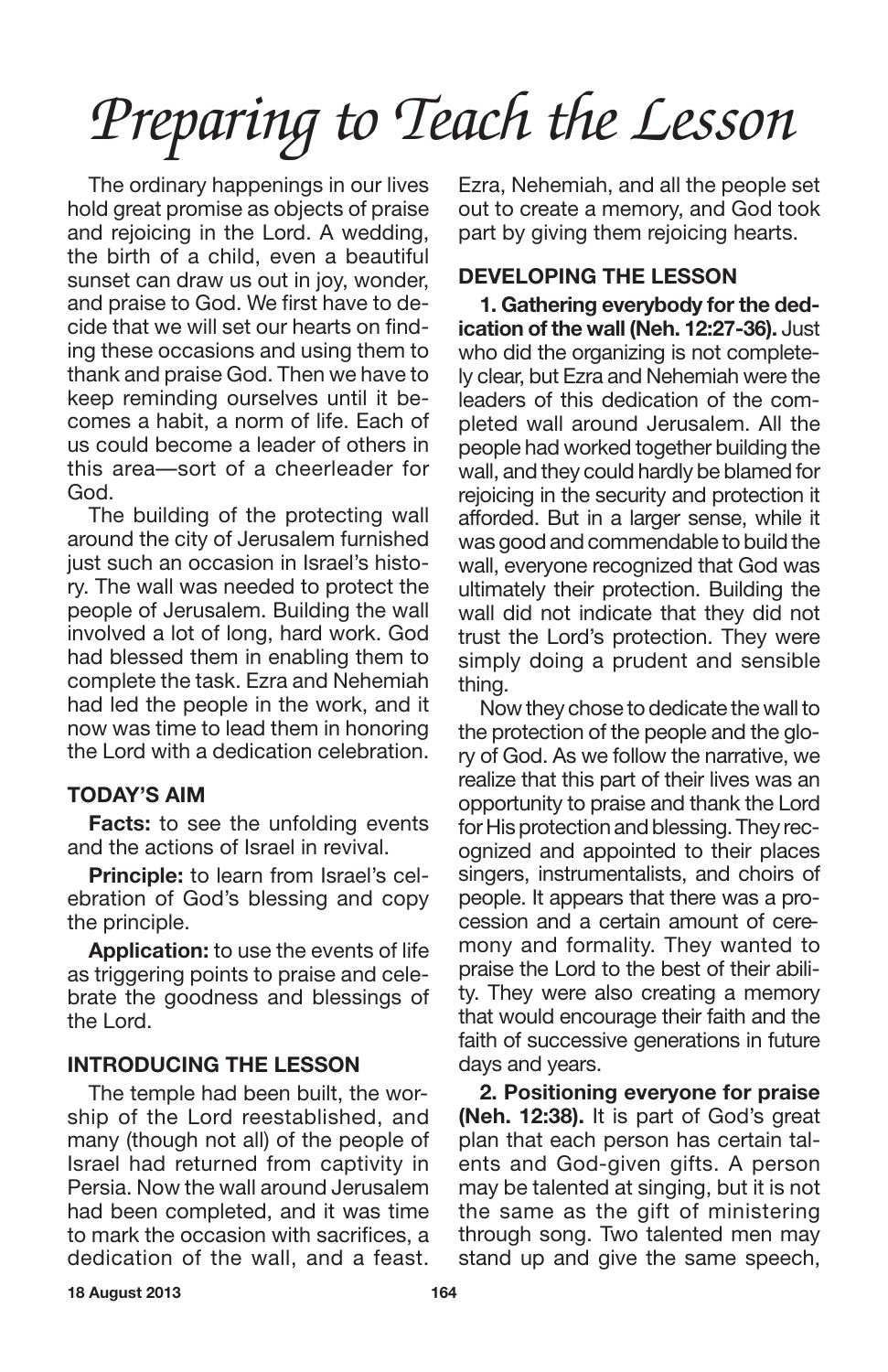# Preparing to Teach the Lesson

The ordinary happenings in our lives hold great promise as objects of praise and rejoicing in the Lord. A wedding, the birth of a child, even a beautiful sunset can draw us out in joy, wonder, and praise to God. We first have to decide that we will set our hearts on finding these occasions and using them to thank and praise God. Then we have to keep reminding ourselves until it becomes a habit, a norm of life. Each of us could become a leader of others in this area—sort of a cheerleader for God.

The building of the protecting wall around the city of Jerusalem furnished just such an occasion in Israel's history. The wall was needed to protect the people of Jerusalem. Building the wall involved a lot of long, hard work. God had blessed them in enabling them to complete the task. Ezra and Nehemiah had led the people in the work, and it now was time to lead them in honoring the Lord with a dedication celebration.

## TODAY'S AIM

**Facts:** to see the unfolding events and the actions of Israel in revival.

**Principle:** to learn from Israel's celebration of God's blessing and copy the principle.

**Application:** to use the events of life as triggering points to praise and celebrate the goodness and blessings of the Lord.

## INTRODUCING THE LESSON

The temple had been built, the worship of the Lord reestablished, and many (though not all) of the people of Israel had returned from captivity in Persia. Now the wall around Jerusalem had been completed, and it was time to mark the occasion with sacrifices, a dedication of the wall, and a feast. Ezra, Nehemiah, and all the people set out to create a memory, and God took part by giving them rejoicing hearts.

## DEVELOPING THE LESSON

**1. Gathering everybody for the dedication of the wall (Neh. 12:27-36).** Just who did the organizing is not completely clear, but Ezra and Nehemiah were the leaders of this dedication of the completed wall around Jerusalem. All the people had worked together building the wall, and they could hardly be blamed for rejoicing in the security and protection it afforded. But in a larger sense, while it was good and commendable to build the wall, everyone recognized that God was ultimately their protection. Building the wall did not indicate that they did not trust the Lord's protection. They were simply doing a prudent and sensible thing.

Now they chose to dedicate the wall to the protection of the people and the glory of God. As we follow the narrative, we realize that this part of their lives was an opportunity to praise and thank the Lord for His protection and blessing. They recognized and appointed to their places singers, instrumentalists, and choirs of people. It appears that there was a procession and a certain amount of ceremony and formality. They wanted to praise the Lord to the best of their ability. They were also creating a memory that would encourage their faith and the faith of successive generations in future days and years.

**2. Positioning everyone for praise (Neh. 12:38).** It is part of God's great plan that each person has certain talents and God-given gifts. A person may be talented at singing, but it is not the same as the gift of ministering through song. Two talented men may stand up and give the same speech,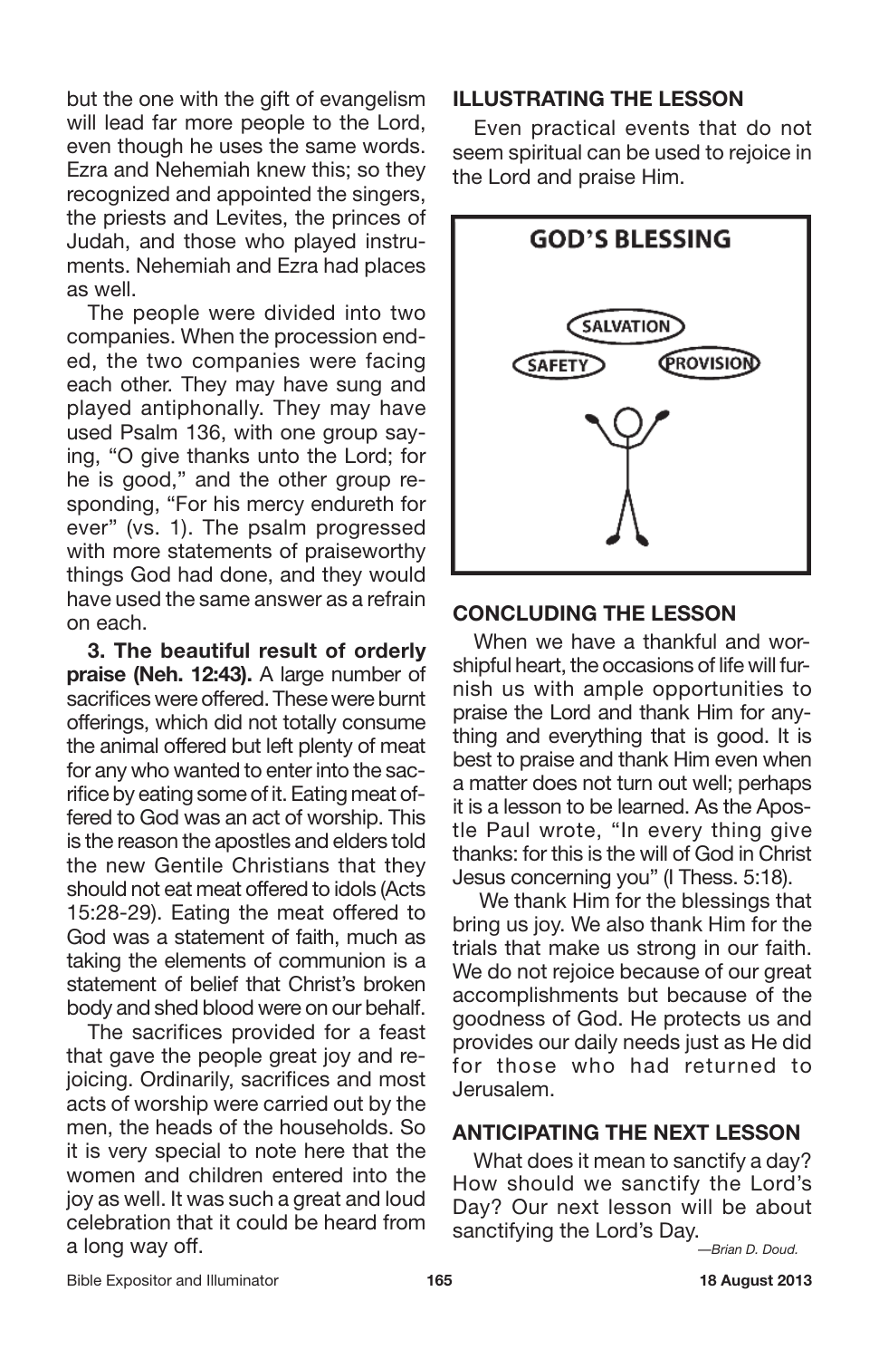but the one with the gift of evangelism will lead far more people to the Lord, even though he uses the same words. Ezra and Nehemiah knew this; so they recognized and appointed the singers, the priests and Levites, the princes of Judah, and those who played instruments. Nehemiah and Ezra had places as well.

The people were divided into two companies. When the procession ended, the two companies were facing each other. They may have sung and played antiphonally. They may have used Psalm 136, with one group saying, "O give thanks unto the Lord; for he is good," and the other group responding, "For his mercy endureth for ever" (vs. 1). The psalm progressed with more statements of praiseworthy things God had done, and they would have used the same answer as a refrain on each.

**3. The beautiful result of orderly praise (Neh. 12:43).** A large number of sacrifices were offered. These were burnt offerings, which did not totally consume the animal offered but left plenty of meat for any who wanted to enter into the sacrifice by eating some of it. Eating meat offered to God was an act of worship. This is the reason the apostles and elders told the new Gentile Christians that they should not eat meat offered to idols (Acts 15:28-29). Eating the meat offered to God was a statement of faith, much as taking the elements of communion is a statement of belief that Christ's broken body and shed blood were on our behalf.

The sacrifices provided for a feast that gave the people great joy and rejoicing. Ordinarily, sacrifices and most acts of worship were carried out by the men, the heads of the households. So it is very special to note here that the women and children entered into the joy as well. It was such a great and loud celebration that it could be heard from a long way off.

## ILLUSTRATING THE LESSON

Even practical events that do not seem spiritual can be used to rejoice in the Lord and praise Him.

**GOD'S BLESSING**

SALVATION

SAFETY

PROVISION

## CONCLUDING THE LESSON

When we have a thankful and worshipful heart, the occasions of life will furnish us with ample opportunities to praise the Lord and thank Him for anything and everything that is good. It is best to praise and thank Him even when a matter does not turn out well; perhaps it is a lesson to be learned. As the Apostle Paul wrote, "In every thing give thanks: for this is the will of God in Christ Jesus concerning you" (I Thess. 5:18).

We thank Him for the blessings that bring us joy. We also thank Him for the trials that make us strong in our faith. We do not rejoice because of our great accomplishments but because of the goodness of God. He protects us and provides our daily needs just as He did for those who had returned to Jerusalem.

## ANTICIPATING THE NEXT LESSON

What does it mean to sanctify a day? How should we sanctify the Lord's Day? Our next lesson will be about sanctifying the Lord's Day.

*—Brian D. Doud.*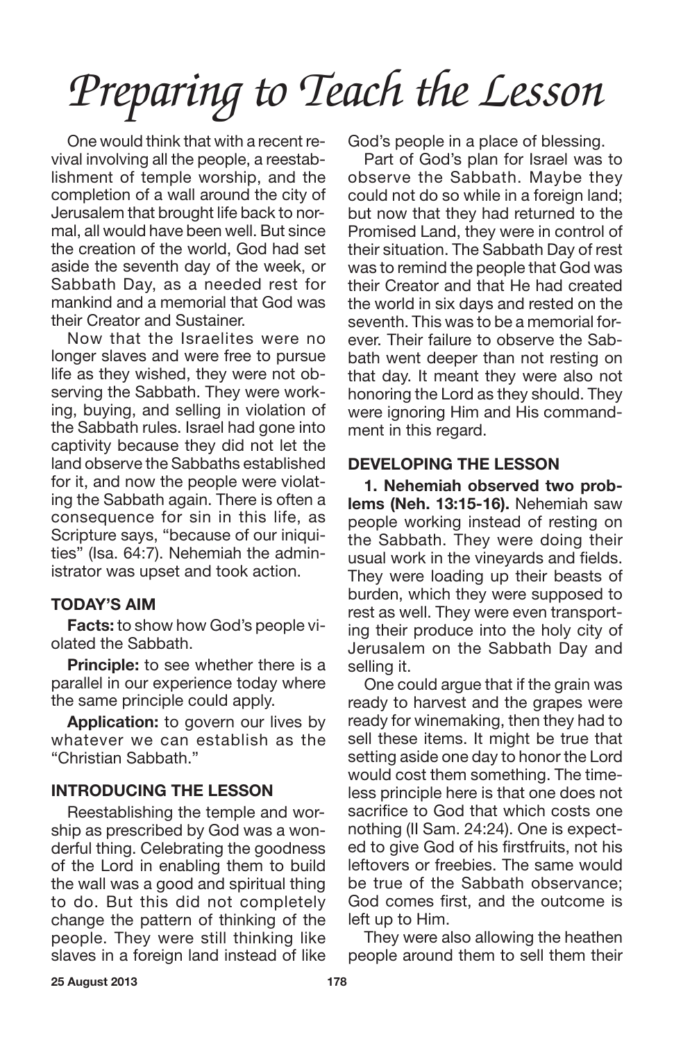# Preparing to Teach the Lesson

One would think that with a recent revival involving all the people, a reestablishment of temple worship, and the completion of a wall around the city of Jerusalem that brought life back to normal, all would have been well. But since the creation of the world, God had set aside the seventh day of the week, or Sabbath Day, as a needed rest for mankind and a memorial that God was their Creator and Sustainer.

Now that the Israelites were no longer slaves and were free to pursue life as they wished, they were not observing the Sabbath. They were working, buying, and selling in violation of the Sabbath rules. Israel had gone into captivity because they did not let the land observe the Sabbaths established for it, and now the people were violating the Sabbath again. There is often a consequence for sin in this life, as Scripture says, "because of our iniquities" (Isa. 64:7). Nehemiah the administrator was upset and took action.

### TODAY'S AIM

**Facts:** to show how God's people violated the Sabbath.

**Principle:** to see whether there is a parallel in our experience today where the same principle could apply.

**Application:** to govern our lives by whatever we can establish as the "Christian Sabbath."

### INTRODUCING THE LESSON

Reestablishing the temple and worship as prescribed by God was a wonderful thing. Celebrating the goodness of the Lord in enabling them to build the wall was a good and spiritual thing to do. But this did not completely change the pattern of thinking of the people. They were still thinking like slaves in a foreign land instead of like God's people in a place of blessing.

Part of God's plan for Israel was to observe the Sabbath. Maybe they could not do so while in a foreign land; but now that they had returned to the Promised Land, they were in control of their situation. The Sabbath Day of rest was to remind the people that God was their Creator and that He had created the world in six days and rested on the seventh. This was to be a memorial forever. Their failure to observe the Sabbath went deeper than not resting on that day. It meant they were also not honoring the Lord as they should. They were ignoring Him and His commandment in this regard.

### DEVELOPING THE LESSON

**1. Nehemiah observed two problems (Neh. 13:15-16).** Nehemiah saw people working instead of resting on the Sabbath. They were doing their usual work in the vineyards and fields. They were loading up their beasts of burden, which they were supposed to rest as well. They were even transporting their produce into the holy city of Jerusalem on the Sabbath Day and selling it.

One could argue that if the grain was ready to harvest and the grapes were ready for winemaking, then they had to sell these items. It might be true that setting aside one day to honor the Lord would cost them something. The timeless principle here is that one does not sacrifice to God that which costs one nothing (II Sam. 24:24). One is expected to give God of his firstfruits, not his leftovers or freebies. The same would be true of the Sabbath observance; God comes first, and the outcome is left up to Him.

They were also allowing the heathen people around them to sell them their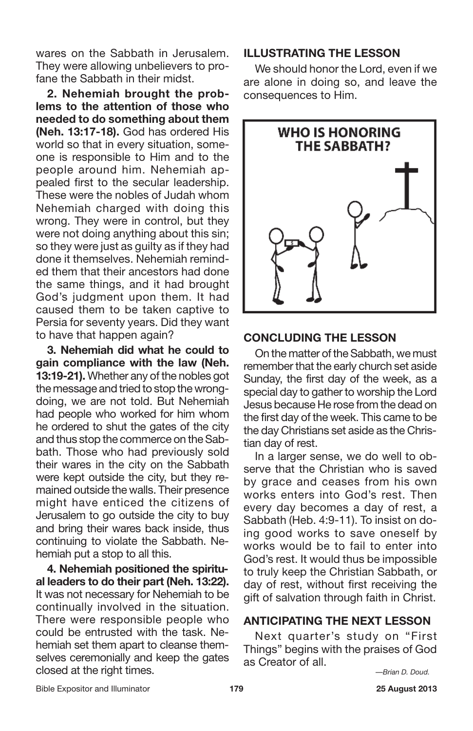wares on the Sabbath in Jerusalem. They were allowing unbelievers to profane the Sabbath in their midst.

**2. Nehemiah brought the problems to the attention of those who needed to do something about them (Neh. 13:17-18).** God has ordered His world so that in every situation, someone is responsible to Him and to the people around him. Nehemiah appealed first to the secular leadership. These were the nobles of Judah whom Nehemiah charged with doing this wrong. They were in control, but they were not doing anything about this sin; so they were just as guilty as if they had done it themselves. Nehemiah reminded them that their ancestors had done the same things, and it had brought God's judgment upon them. It had caused them to be taken captive to Persia for seventy years. Did they want to have that happen again?

**3. Nehemiah did what he could to gain compliance with the law (Neh. 13:19-21).** Whether any of the nobles got the message and tried to stop the wrongdoing, we are not told. But Nehemiah had people who worked for him whom he ordered to shut the gates of the city and thus stop the commerce on the Sabbath. Those who had previously sold their wares in the city on the Sabbath were kept outside the city, but they remained outside the walls. Their presence might have enticed the citizens of Jerusalem to go outside the city to buy and bring their wares back inside, thus continuing to violate the Sabbath. Nehemiah put a stop to all this.

**4. Nehemiah positioned the spiritual leaders to do their part (Neh. 13:22).** It was not necessary for Nehemiah to be continually involved in the situation. There were responsible people who could be entrusted with the task. Nehemiah set them apart to cleanse themselves ceremonially and keep the gates closed at the right times.

## ILLUSTRATING THE LESSON

We should honor the Lord, even if we are alone in doing so, and leave the consequences to Him.

WHO IS HONORING THE SABBATH?

## CONCLUDING THE LESSON

On the matter of the Sabbath, we must remember that the early church set aside Sunday, the first day of the week, as a special day to gather to worship the Lord Jesus because He rose from the dead on the first day of the week. This came to be the day Christians set aside as the Christian day of rest.

In a larger sense, we do well to observe that the Christian who is saved by grace and ceases from his own works enters into God's rest. Then every day becomes a day of rest, a Sabbath (Heb. 4:9-11). To insist on doing good works to save oneself by works would be to fail to enter into God's rest. It would thus be impossible to truly keep the Christian Sabbath, or day of rest, without first receiving the gift of salvation through faith in Christ.

## ANTICIPATING THE NEXT LESSON

Next quarter's study on "First Things" begins with the praises of God as Creator of all.

*—Brian D. Doud.*